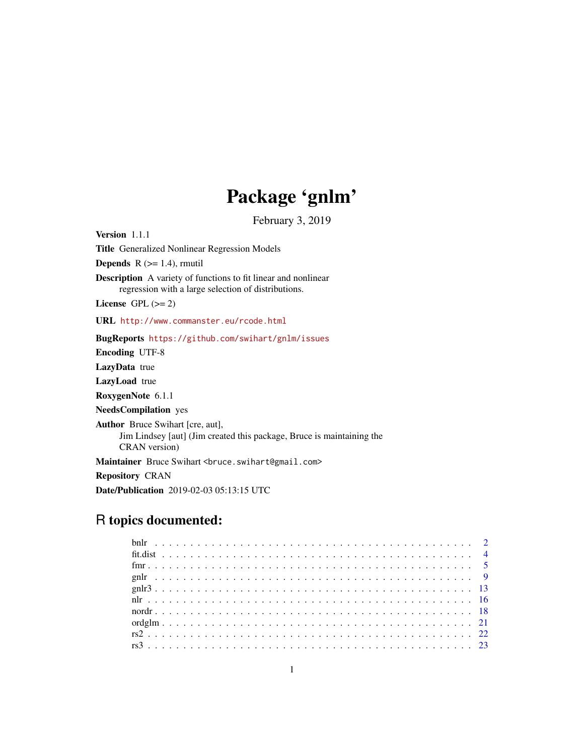# Package 'gnlm'

February 3, 2019

**Version** 1.1.1

**Title** Generalized Nonlinear Regression Models

**Depends** R (>= 1.4), rmutil

**Description** A variety of functions to fit linear and nonlinear regression with a large selection of distributions.

**License** GPL (>= 2)

**URL** http://www.commanster.eu/rcode.html

**BugReports** https://github.com/swihart/gnlm/issues

**Encoding** UTF-8

**LazyData** true

**LazyLoad** true

**RoxygenNote** 6.1.1

**NeedsCompilation** yes

**Author** Bruce Swihart [cre, aut], Jim Lindsey [aut] (Jim created this package, Bruce is maintaining the CRAN version)

**Maintainer** Bruce Swihart <bruce.swihart@gmail.com>

**Repository** CRAN

**Date/Publication** 2019-02-03 05:13:15 UTC

## R topics documented:

| | |
|---|---|
| bnlr | 2 |
| fit.dist | 4 |
| fmr | 5 |
| gnlr | 9 |
| gnlr3 | 13 |
| nlr | 16 |
| nordr | 18 |
| ordglm | 21 |
| rs2 | 22 |
| rs3 | 23 |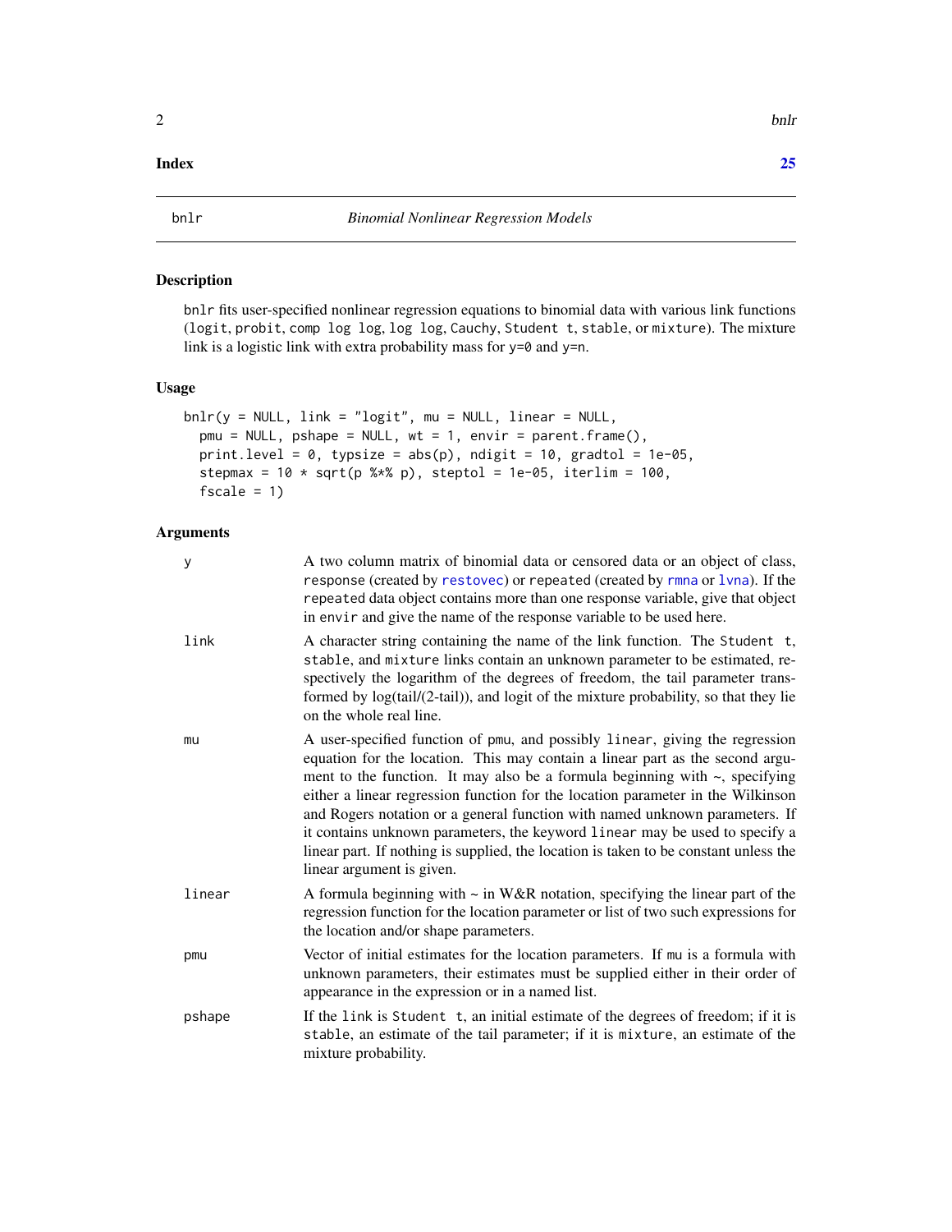**Index** **25**

## bnlr — *Binomial Nonlinear Regression Models*

### Description

bnlr fits user-specified nonlinear regression equations to binomial data with various link functions (logit, probit, comp log log, log log, Cauchy, Student t, stable, or mixture). The mixture link is a logistic link with extra probability mass for y=0 and y=n.

### Usage

```
bnlr(y = NULL, link = "logit", mu = NULL, linear = NULL,
  pmu = NULL, pshape = NULL, wt = 1, envir = parent.frame(),
  print.level = 0, typsize = abs(p), ndigit = 10, gradtol = 1e-05,
  stepmax = 10 * sqrt(p %*% p), steptol = 1e-05, iterlim = 100,
  fscale = 1)
```

### Arguments

| | |
|---|---|
| y | A two column matrix of binomial data or censored data or an object of class, response (created by restovec) or repeated (created by rmna or lvna). If the repeated data object contains more than one response variable, give that object in envir and give the name of the response variable to be used here. |
| link | A character string containing the name of the link function. The Student t, stable, and mixture links contain an unknown parameter to be estimated, respectively the logarithm of the degrees of freedom, the tail parameter transformed by log(tail/(2-tail)), and logit of the mixture probability, so that they lie on the whole real line. |
| mu | A user-specified function of pmu, and possibly linear, giving the regression equation for the location. This may contain a linear part as the second argument to the function. It may also be a formula beginning with ~, specifying either a linear regression function for the location parameter in the Wilkinson and Rogers notation or a general function with named unknown parameters. If it contains unknown parameters, the keyword linear may be used to specify a linear part. If nothing is supplied, the location is taken to be constant unless the linear argument is given. |
| linear | A formula beginning with ~ in W&R notation, specifying the linear part of the regression function for the location parameter or list of two such expressions for the location and/or shape parameters. |
| pmu | Vector of initial estimates for the location parameters. If mu is a formula with unknown parameters, their estimates must be supplied either in their order of appearance in the expression or in a named list. |
| pshape | If the link is Student t, an initial estimate of the degrees of freedom; if it is stable, an estimate of the tail parameter; if it is mixture, an estimate of the mixture probability. |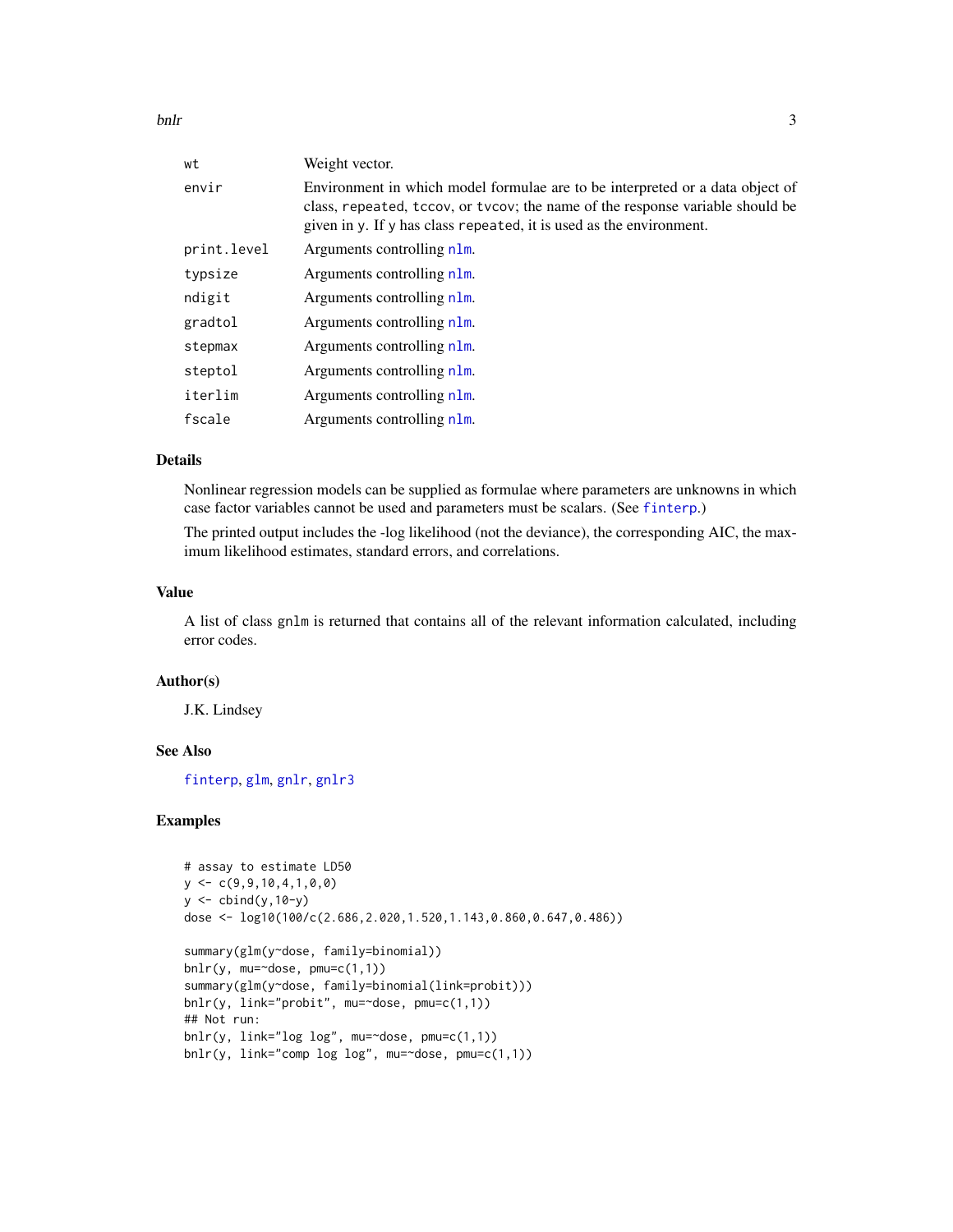| | |
|---|---|
| wt | Weight vector. |
| envir | Environment in which model formulae are to be interpreted or a data object of class, repeated, tccov, or tvcov; the name of the response variable should be given in y. If y has class repeated, it is used as the environment. |
| print.level | Arguments controlling nlm. |
| typsize | Arguments controlling nlm. |
| ndigit | Arguments controlling nlm. |
| gradtol | Arguments controlling nlm. |
| stepmax | Arguments controlling nlm. |
| steptol | Arguments controlling nlm. |
| iterlim | Arguments controlling nlm. |
| fscale | Arguments controlling nlm. |

## Details

Nonlinear regression models can be supplied as formulae where parameters are unknowns in which case factor variables cannot be used and parameters must be scalars. (See finterp.)

The printed output includes the -log likelihood (not the deviance), the corresponding AIC, the maximum likelihood estimates, standard errors, and correlations.

## Value

A list of class gnlm is returned that contains all of the relevant information calculated, including error codes.

## Author(s)

J.K. Lindsey

## See Also

finterp, glm, gnlr, gnlr3

## Examples

```
# assay to estimate LD50
y <- c(9,9,10,4,1,0,0)
y <- cbind(y,10-y)
dose <- log10(100/c(2.686,2.020,1.520,1.143,0.860,0.647,0.486))

summary(glm(y~dose, family=binomial))
bnlr(y, mu=~dose, pmu=c(1,1))
summary(glm(y~dose, family=binomial(link=probit)))
bnlr(y, link="probit", mu=~dose, pmu=c(1,1))
## Not run:
bnlr(y, link="log log", mu=~dose, pmu=c(1,1))
bnlr(y, link="comp log log", mu=~dose, pmu=c(1,1))
```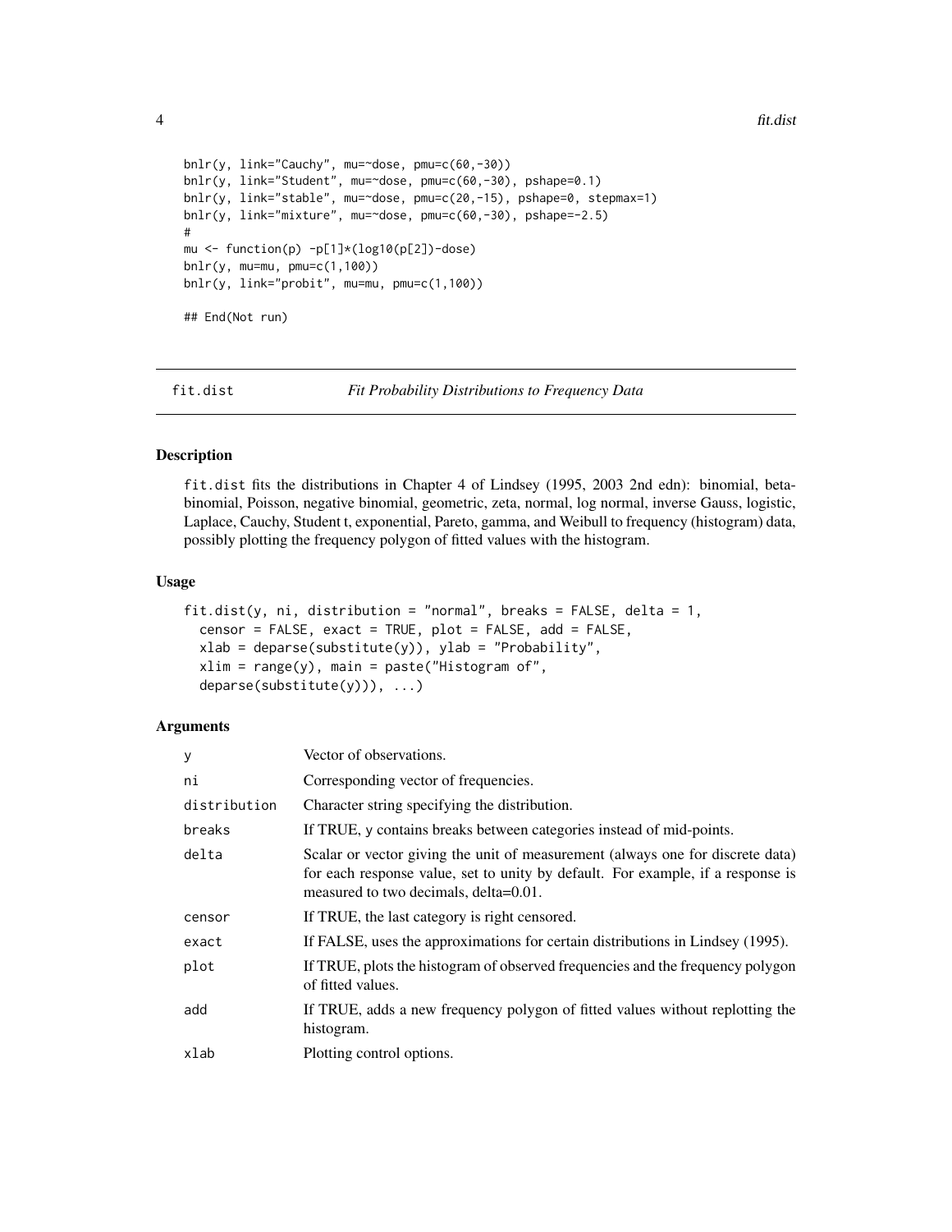```
bnlr(y, link="Cauchy", mu=~dose, pmu=c(60,-30))
bnlr(y, link="Student", mu=~dose, pmu=c(60,-30), pshape=0.1)
bnlr(y, link="stable", mu=~dose, pmu=c(20,-15), pshape=0, stepmax=1)
bnlr(y, link="mixture", mu=~dose, pmu=c(60,-30), pshape=-2.5)
#
mu <- function(p) -p[1]*(log10(p[2])-dose)
bnlr(y, mu=mu, pmu=c(1,100))
bnlr(y, link="probit", mu=mu, pmu=c(1,100))

## End(Not run)
```

## fit.dist — *Fit Probability Distributions to Frequency Data*

### Description

fit.dist fits the distributions in Chapter 4 of Lindsey (1995, 2003 2nd edn): binomial, beta-binomial, Poisson, negative binomial, geometric, zeta, normal, log normal, inverse Gauss, logistic, Laplace, Cauchy, Student t, exponential, Pareto, gamma, and Weibull to frequency (histogram) data, possibly plotting the frequency polygon of fitted values with the histogram.

### Usage

```
fit.dist(y, ni, distribution = "normal", breaks = FALSE, delta = 1,
  censor = FALSE, exact = TRUE, plot = FALSE, add = FALSE,
  xlab = deparse(substitute(y)), ylab = "Probability",
  xlim = range(y), main = paste("Histogram of",
  deparse(substitute(y))), ...)
```

### Arguments

| | |
|---|---|
| y | Vector of observations. |
| ni | Corresponding vector of frequencies. |
| distribution | Character string specifying the distribution. |
| breaks | If TRUE, y contains breaks between categories instead of mid-points. |
| delta | Scalar or vector giving the unit of measurement (always one for discrete data) for each response value, set to unity by default. For example, if a response is measured to two decimals, delta=0.01. |
| censor | If TRUE, the last category is right censored. |
| exact | If FALSE, uses the approximations for certain distributions in Lindsey (1995). |
| plot | If TRUE, plots the histogram of observed frequencies and the frequency polygon of fitted values. |
| add | If TRUE, adds a new frequency polygon of fitted values without replotting the histogram. |
| xlab | Plotting control options. |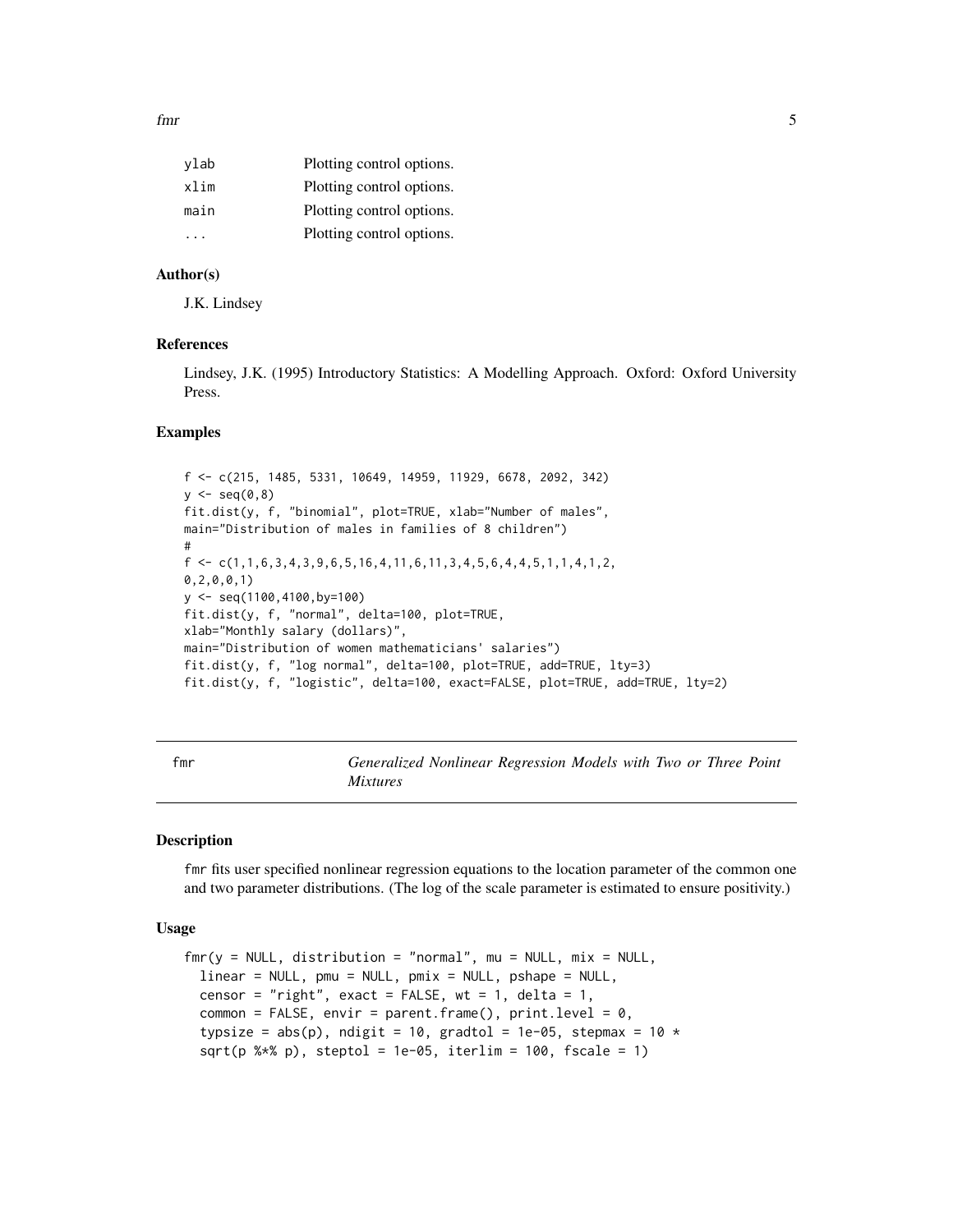| | |
|---|---|
| ylab | Plotting control options. |
| xlim | Plotting control options. |
| main | Plotting control options. |
| ... | Plotting control options. |

### Author(s)

J.K. Lindsey

### References

Lindsey, J.K. (1995) Introductory Statistics: A Modelling Approach. Oxford: Oxford University Press.

### Examples

```
f <- c(215, 1485, 5331, 10649, 14959, 11929, 6678, 2092, 342)
y <- seq(0,8)
fit.dist(y, f, "binomial", plot=TRUE, xlab="Number of males",
main="Distribution of males in families of 8 children")
#
f <- c(1,1,6,3,4,3,9,6,5,16,4,11,6,11,3,4,5,6,4,4,5,1,1,4,1,2,
0,2,0,0,1)
y <- seq(1100,4100,by=100)
fit.dist(y, f, "normal", delta=100, plot=TRUE,
xlab="Monthly salary (dollars)",
main="Distribution of women mathematicians' salaries")
fit.dist(y, f, "log normal", delta=100, plot=TRUE, add=TRUE, lty=3)
fit.dist(y, f, "logistic", delta=100, exact=FALSE, plot=TRUE, add=TRUE, lty=2)
```

## fmr — *Generalized Nonlinear Regression Models with Two or Three Point Mixtures*

### Description

fmr fits user specified nonlinear regression equations to the location parameter of the common one and two parameter distributions. (The log of the scale parameter is estimated to ensure positivity.)

### Usage

```
fmr(y = NULL, distribution = "normal", mu = NULL, mix = NULL,
  linear = NULL, pmu = NULL, pmix = NULL, pshape = NULL,
  censor = "right", exact = FALSE, wt = 1, delta = 1,
  common = FALSE, envir = parent.frame(), print.level = 0,
  typsize = abs(p), ndigit = 10, gradtol = 1e-05, stepmax = 10 *
  sqrt(p %*% p), steptol = 1e-05, iterlim = 100, fscale = 1)
```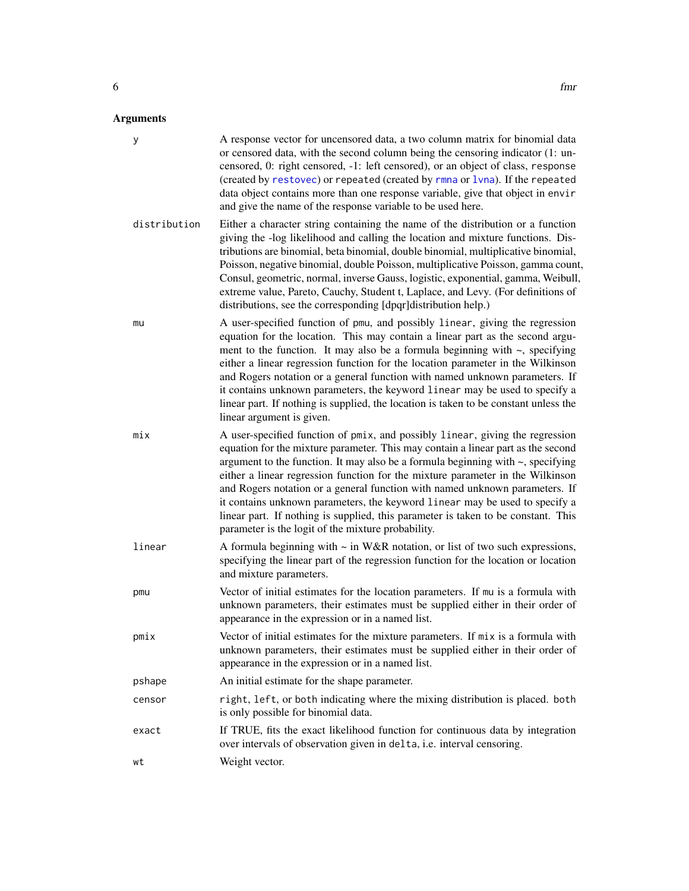## Arguments

**y**
A response vector for uncensored data, a two column matrix for binomial data or censored data, with the second column being the censoring indicator (1: uncensored, 0: right censored, -1: left censored), or an object of class, `response` (created by `restovec`) or `repeated` (created by `rmna` or `lvna`). If the `repeated` data object contains more than one response variable, give that object in `envir` and give the name of the response variable to be used here.

**distribution**
Either a character string containing the name of the distribution or a function giving the -log likelihood and calling the location and mixture functions. Distributions are binomial, beta binomial, double binomial, multiplicative binomial, Poisson, negative binomial, double Poisson, multiplicative Poisson, gamma count, Consul, geometric, normal, inverse Gauss, logistic, exponential, gamma, Weibull, extreme value, Pareto, Cauchy, Student t, Laplace, and Levy. (For definitions of distributions, see the corresponding [dpqr]distribution help.)

**mu**
A user-specified function of `pmu`, and possibly `linear`, giving the regression equation for the location. This may contain a linear part as the second argument to the function. It may also be a formula beginning with ~, specifying either a linear regression function for the location parameter in the Wilkinson and Rogers notation or a general function with named unknown parameters. If it contains unknown parameters, the keyword `linear` may be used to specify a linear part. If nothing is supplied, the location is taken to be constant unless the linear argument is given.

**mix**
A user-specified function of `pmix`, and possibly `linear`, giving the regression equation for the mixture parameter. This may contain a linear part as the second argument to the function. It may also be a formula beginning with ~, specifying either a linear regression function for the mixture parameter in the Wilkinson and Rogers notation or a general function with named unknown parameters. If it contains unknown parameters, the keyword `linear` may be used to specify a linear part. If nothing is supplied, this parameter is taken to be constant. This parameter is the logit of the mixture probability.

**linear**
A formula beginning with ~ in W&R notation, or list of two such expressions, specifying the linear part of the regression function for the location or location and mixture parameters.

**pmu**
Vector of initial estimates for the location parameters. If `mu` is a formula with unknown parameters, their estimates must be supplied either in their order of appearance in the expression or in a named list.

**pmix**
Vector of initial estimates for the mixture parameters. If `mix` is a formula with unknown parameters, their estimates must be supplied either in their order of appearance in the expression or in a named list.

**pshape**
An initial estimate for the shape parameter.

**censor**
`right`, `left`, or `both` indicating where the mixing distribution is placed. `both` is only possible for binomial data.

**exact**
If TRUE, fits the exact likelihood function for continuous data by integration over intervals of observation given in `delta`, i.e. interval censoring.

**wt**
Weight vector.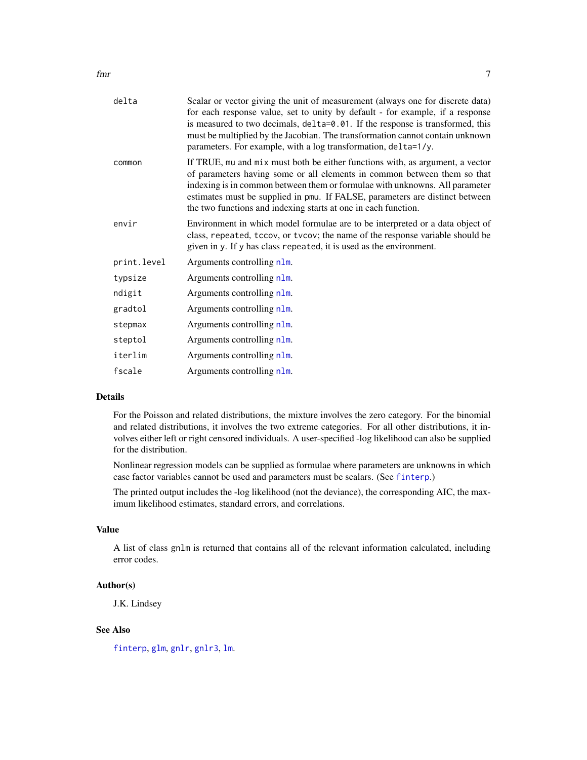| | |
|---|---|
| `delta` | Scalar or vector giving the unit of measurement (always one for discrete data) for each response value, set to unity by default - for example, if a response is measured to two decimals, `delta=0.01`. If the response is transformed, this must be multiplied by the Jacobian. The transformation cannot contain unknown parameters. For example, with a log transformation, `delta=1/y`. |
| `common` | If TRUE, `mu` and `mix` must both be either functions with, as argument, a vector of parameters having some or all elements in common between them so that indexing is in common between them or formulae with unknowns. All parameter estimates must be supplied in `pmu`. If FALSE, parameters are distinct between the two functions and indexing starts at one in each function. |
| `envir` | Environment in which model formulae are to be interpreted or a data object of class, `repeated`, `tccov`, or `tvcov`; the name of the response variable should be given in `y`. If `y` has class `repeated`, it is used as the environment. |
| `print.level` | Arguments controlling `nlm`. |
| `typsize` | Arguments controlling `nlm`. |
| `ndigit` | Arguments controlling `nlm`. |
| `gradtol` | Arguments controlling `nlm`. |
| `stepmax` | Arguments controlling `nlm`. |
| `steptol` | Arguments controlling `nlm`. |
| `iterlim` | Arguments controlling `nlm`. |
| `fscale` | Arguments controlling `nlm`. |

## Details

For the Poisson and related distributions, the mixture involves the zero category. For the binomial and related distributions, it involves the two extreme categories. For all other distributions, it involves either left or right censored individuals. A user-specified -log likelihood can also be supplied for the distribution.

Nonlinear regression models can be supplied as formulae where parameters are unknowns in which case factor variables cannot be used and parameters must be scalars. (See `finterp`.)

The printed output includes the -log likelihood (not the deviance), the corresponding AIC, the maximum likelihood estimates, standard errors, and correlations.

## Value

A list of class `gnlm` is returned that contains all of the relevant information calculated, including error codes.

## Author(s)

J.K. Lindsey

## See Also

`finterp`, `glm`, `gnlr`, `gnlr3`, `lm`.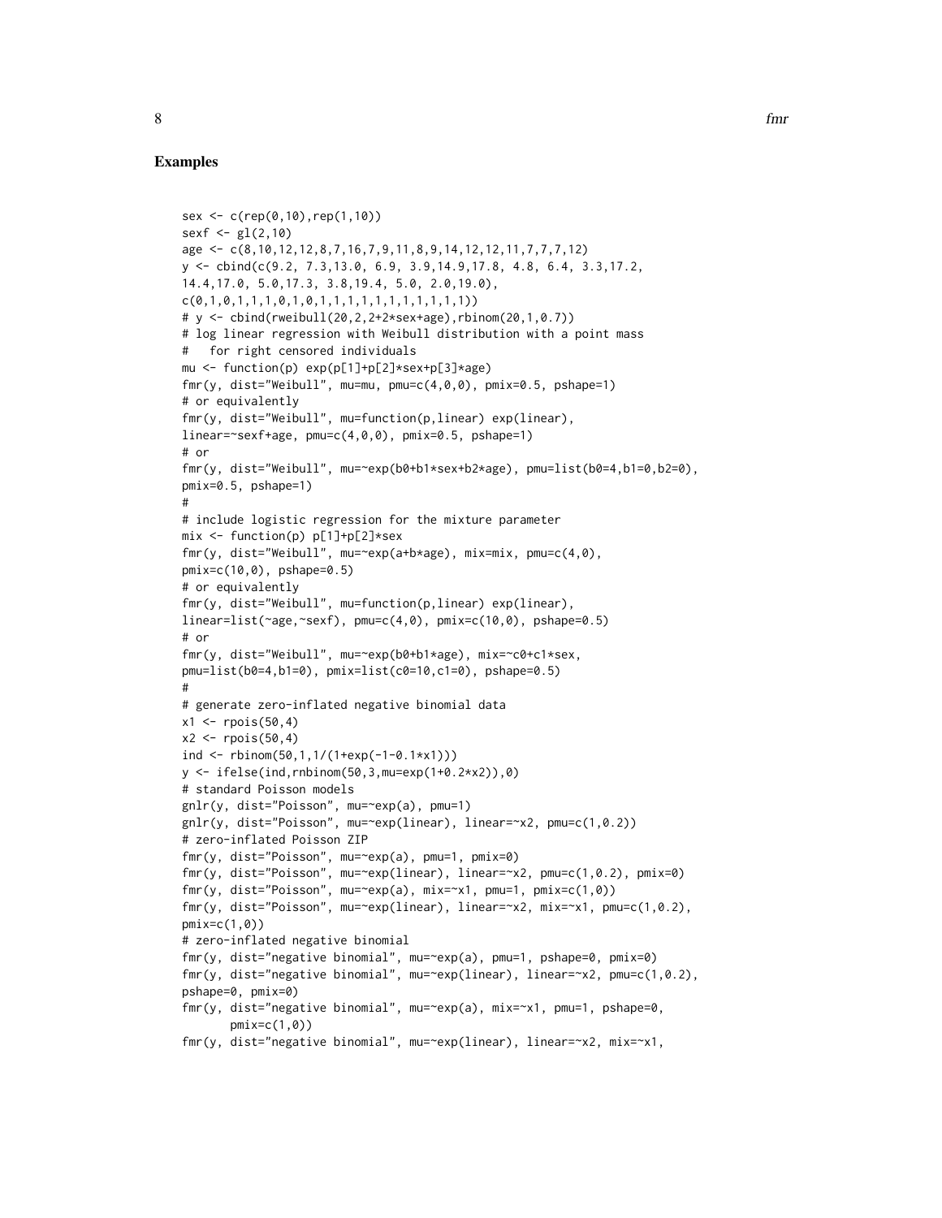## Examples

```
sex <- c(rep(0,10),rep(1,10))
sexf <- gl(2,10)
age <- c(8,10,12,12,8,7,16,7,9,11,8,9,14,12,12,11,7,7,7,12)
y <- cbind(c(9.2, 7.3,13.0, 6.9, 3.9,14.9,17.8, 4.8, 6.4, 3.3,17.2,
14.4,17.0, 5.0,17.3, 3.8,19.4, 5.0, 2.0,19.0),
c(0,1,0,1,1,1,0,1,0,1,1,1,1,1,1,1,1,1,1,1))
# y <- cbind(rweibull(20,2,2+2*sex+age),rbinom(20,1,0.7))
# log linear regression with Weibull distribution with a point mass
#   for right censored individuals
mu <- function(p) exp(p[1]+p[2]*sex+p[3]*age)
fmr(y, dist="Weibull", mu=mu, pmu=c(4,0,0), pmix=0.5, pshape=1)
# or equivalently
fmr(y, dist="Weibull", mu=function(p,linear) exp(linear),
linear=~sexf+age, pmu=c(4,0,0), pmix=0.5, pshape=1)
# or
fmr(y, dist="Weibull", mu=~exp(b0+b1*sex+b2*age), pmu=list(b0=4,b1=0,b2=0),
pmix=0.5, pshape=1)
#
# include logistic regression for the mixture parameter
mix <- function(p) p[1]+p[2]*sex
fmr(y, dist="Weibull", mu=~exp(a+b*age), mix=mix, pmu=c(4,0),
pmix=c(10,0), pshape=0.5)
# or equivalently
fmr(y, dist="Weibull", mu=function(p,linear) exp(linear),
linear=list(~age,~sexf), pmu=c(4,0), pmix=c(10,0), pshape=0.5)
# or
fmr(y, dist="Weibull", mu=~exp(b0+b1*age), mix=~c0+c1*sex,
pmu=list(b0=4,b1=0), pmix=list(c0=10,c1=0), pshape=0.5)
#
# generate zero-inflated negative binomial data
x1 <- rpois(50,4)
x2 <- rpois(50,4)
ind <- rbinom(50,1,1/(1+exp(-1-0.1*x1)))
y <- ifelse(ind,rnbinom(50,3,mu=exp(1+0.2*x2)),0)
# standard Poisson models
gnlr(y, dist="Poisson", mu=~exp(a), pmu=1)
gnlr(y, dist="Poisson", mu=~exp(linear), linear=~x2, pmu=c(1,0.2))
# zero-inflated Poisson ZIP
fmr(y, dist="Poisson", mu=~exp(a), pmu=1, pmix=0)
fmr(y, dist="Poisson", mu=~exp(linear), linear=~x2, pmu=c(1,0.2), pmix=0)
fmr(y, dist="Poisson", mu=~exp(a), mix=~x1, pmu=1, pmix=c(1,0))
fmr(y, dist="Poisson", mu=~exp(linear), linear=~x2, mix=~x1, pmu=c(1,0.2),
pmix=c(1,0))
# zero-inflated negative binomial
fmr(y, dist="negative binomial", mu=~exp(a), pmu=1, pshape=0, pmix=0)
fmr(y, dist="negative binomial", mu=~exp(linear), linear=~x2, pmu=c(1,0.2),
pshape=0, pmix=0)
fmr(y, dist="negative binomial", mu=~exp(a), mix=~x1, pmu=1, pshape=0,
       pmix=c(1,0))
fmr(y, dist="negative binomial", mu=~exp(linear), linear=~x2, mix=~x1,
```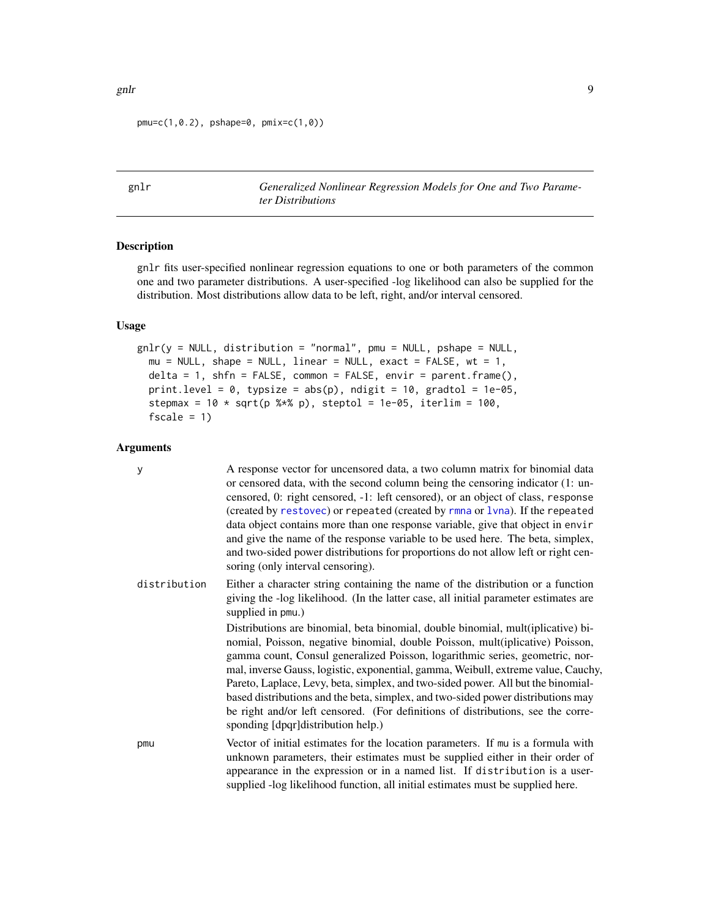```
pmu=c(1,0.2), pshape=0, pmix=c(1,0))
```

---

gnlr — *Generalized Nonlinear Regression Models for One and Two Parameter Distributions*

---

## Description

gnlr fits user-specified nonlinear regression equations to one or both parameters of the common one and two parameter distributions. A user-specified -log likelihood can also be supplied for the distribution. Most distributions allow data to be left, right, and/or interval censored.

## Usage

```
gnlr(y = NULL, distribution = "normal", pmu = NULL, pshape = NULL,
  mu = NULL, shape = NULL, linear = NULL, exact = FALSE, wt = 1,
  delta = 1, shfn = FALSE, common = FALSE, envir = parent.frame(),
  print.level = 0, typsize = abs(p), ndigit = 10, gradtol = 1e-05,
  stepmax = 10 * sqrt(p %*% p), steptol = 1e-05, iterlim = 100,
  fscale = 1)
```

## Arguments

`y` — A response vector for uncensored data, a two column matrix for binomial data or censored data, with the second column being the censoring indicator (1: uncensored, 0: right censored, -1: left censored), or an object of class, `response` (created by `restovec`) or `repeated` (created by `rmna` or `lvna`). If the `repeated` data object contains more than one response variable, give that object in `envir` and give the name of the response variable to be used here. The beta, simplex, and two-sided power distributions for proportions do not allow left or right censoring (only interval censoring).

`distribution` — Either a character string containing the name of the distribution or a function giving the -log likelihood. (In the latter case, all initial parameter estimates are supplied in `pmu`.)

Distributions are binomial, beta binomial, double binomial, mult(iplicative) binomial, Poisson, negative binomial, double Poisson, mult(iplicative) Poisson, gamma count, Consul generalized Poisson, logarithmic series, geometric, normal, inverse Gauss, logistic, exponential, gamma, Weibull, extreme value, Cauchy, Pareto, Laplace, Levy, beta, simplex, and two-sided power. All but the binomial-based distributions and the beta, simplex, and two-sided power distributions may be right and/or left censored. (For definitions of distributions, see the corresponding [dpqr]distribution help.)

`pmu` — Vector of initial estimates for the location parameters. If `mu` is a formula with unknown parameters, their estimates must be supplied either in their order of appearance in the expression or in a named list. If `distribution` is a user-supplied -log likelihood function, all initial estimates must be supplied here.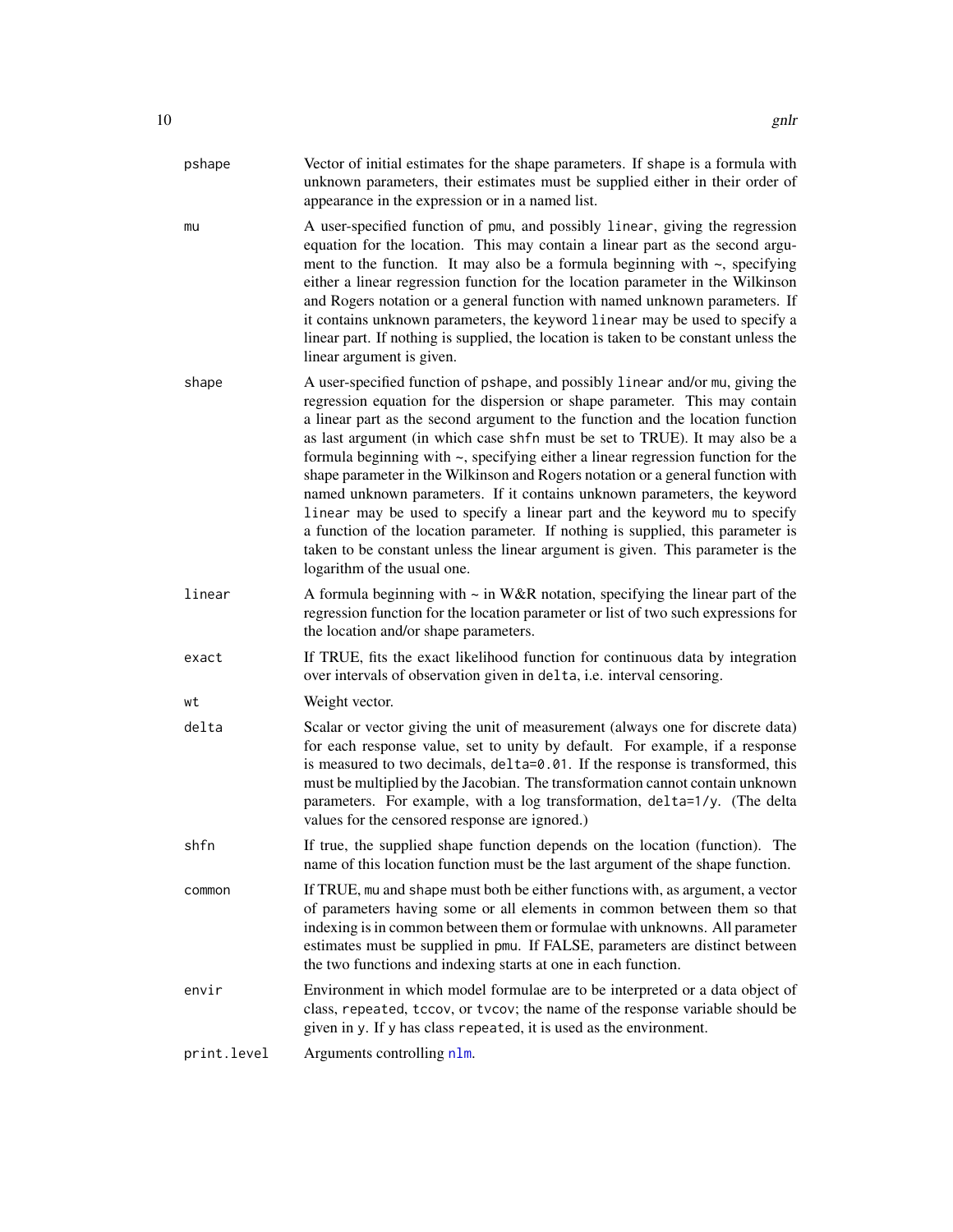pshape
: Vector of initial estimates for the shape parameters. If shape is a formula with unknown parameters, their estimates must be supplied either in their order of appearance in the expression or in a named list.

mu
: A user-specified function of pmu, and possibly linear, giving the regression equation for the location. This may contain a linear part as the second argument to the function. It may also be a formula beginning with ~, specifying either a linear regression function for the location parameter in the Wilkinson and Rogers notation or a general function with named unknown parameters. If it contains unknown parameters, the keyword linear may be used to specify a linear part. If nothing is supplied, the location is taken to be constant unless the linear argument is given.

shape
: A user-specified function of pshape, and possibly linear and/or mu, giving the regression equation for the dispersion or shape parameter. This may contain a linear part as the second argument to the function and the location function as last argument (in which case shfn must be set to TRUE). It may also be a formula beginning with ~, specifying either a linear regression function for the shape parameter in the Wilkinson and Rogers notation or a general function with named unknown parameters. If it contains unknown parameters, the keyword linear may be used to specify a linear part and the keyword mu to specify a function of the location parameter. If nothing is supplied, this parameter is taken to be constant unless the linear argument is given. This parameter is the logarithm of the usual one.

linear
: A formula beginning with ~ in W&R notation, specifying the linear part of the regression function for the location parameter or list of two such expressions for the location and/or shape parameters.

exact
: If TRUE, fits the exact likelihood function for continuous data by integration over intervals of observation given in delta, i.e. interval censoring.

wt
: Weight vector.

delta
: Scalar or vector giving the unit of measurement (always one for discrete data) for each response value, set to unity by default. For example, if a response is measured to two decimals, delta=0.01. If the response is transformed, this must be multiplied by the Jacobian. The transformation cannot contain unknown parameters. For example, with a log transformation, delta=1/y. (The delta values for the censored response are ignored.)

shfn
: If true, the supplied shape function depends on the location (function). The name of this location function must be the last argument of the shape function.

common
: If TRUE, mu and shape must both be either functions with, as argument, a vector of parameters having some or all elements in common between them so that indexing is in common between them or formulae with unknowns. All parameter estimates must be supplied in pmu. If FALSE, parameters are distinct between the two functions and indexing starts at one in each function.

envir
: Environment in which model formulae are to be interpreted or a data object of class, repeated, tccov, or tvcov; the name of the response variable should be given in y. If y has class repeated, it is used as the environment.

print.level
: Arguments controlling nlm.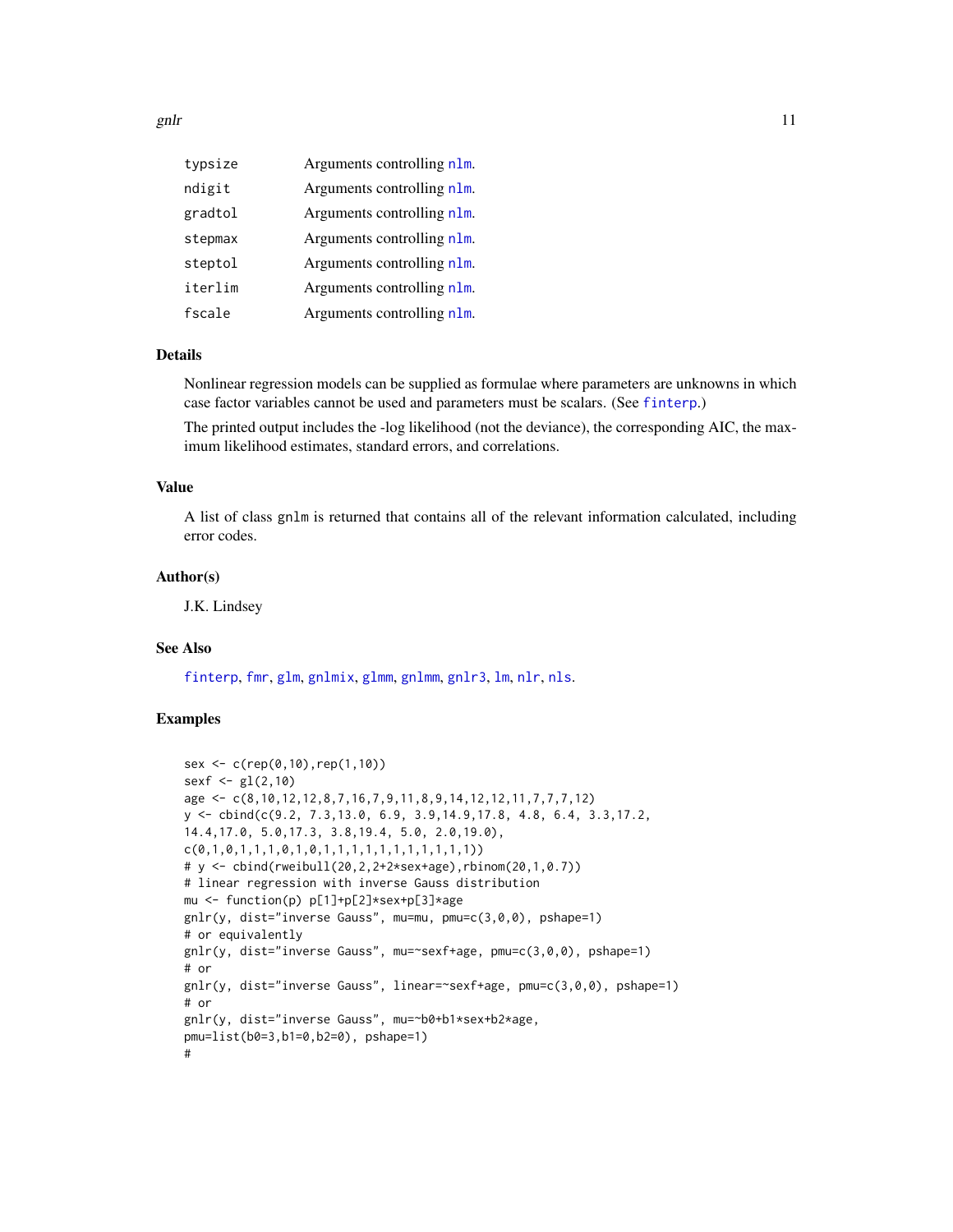| | |
|---|---|
| typsize | Arguments controlling nlm. |
| ndigit | Arguments controlling nlm. |
| gradtol | Arguments controlling nlm. |
| stepmax | Arguments controlling nlm. |
| steptol | Arguments controlling nlm. |
| iterlim | Arguments controlling nlm. |
| fscale | Arguments controlling nlm. |

## Details

Nonlinear regression models can be supplied as formulae where parameters are unknowns in which case factor variables cannot be used and parameters must be scalars. (See finterp.)

The printed output includes the -log likelihood (not the deviance), the corresponding AIC, the maximum likelihood estimates, standard errors, and correlations.

## Value

A list of class gnlm is returned that contains all of the relevant information calculated, including error codes.

## Author(s)

J.K. Lindsey

## See Also

finterp, fmr, glm, gnlmix, glmm, gnlmm, gnlr3, lm, nlr, nls.

## Examples

```
sex <- c(rep(0,10),rep(1,10))
sexf <- gl(2,10)
age <- c(8,10,12,12,8,7,16,7,9,11,8,9,14,12,12,11,7,7,7,12)
y <- cbind(c(9.2, 7.3,13.0, 6.9, 3.9,14.9,17.8, 4.8, 6.4, 3.3,17.2,
14.4,17.0, 5.0,17.3, 3.8,19.4, 5.0, 2.0,19.0),
c(0,1,0,1,1,1,0,1,0,1,1,1,1,1,1,1,1,1,1,1))
# y <- cbind(rweibull(20,2,2+2*sex+age),rbinom(20,1,0.7))
# linear regression with inverse Gauss distribution
mu <- function(p) p[1]+p[2]*sex+p[3]*age
gnlr(y, dist="inverse Gauss", mu=mu, pmu=c(3,0,0), pshape=1)
# or equivalently
gnlr(y, dist="inverse Gauss", mu=~sexf+age, pmu=c(3,0,0), pshape=1)
# or
gnlr(y, dist="inverse Gauss", linear=~sexf+age, pmu=c(3,0,0), pshape=1)
# or
gnlr(y, dist="inverse Gauss", mu=~b0+b1*sex+b2*age,
pmu=list(b0=3,b1=0,b2=0), pshape=1)
#
```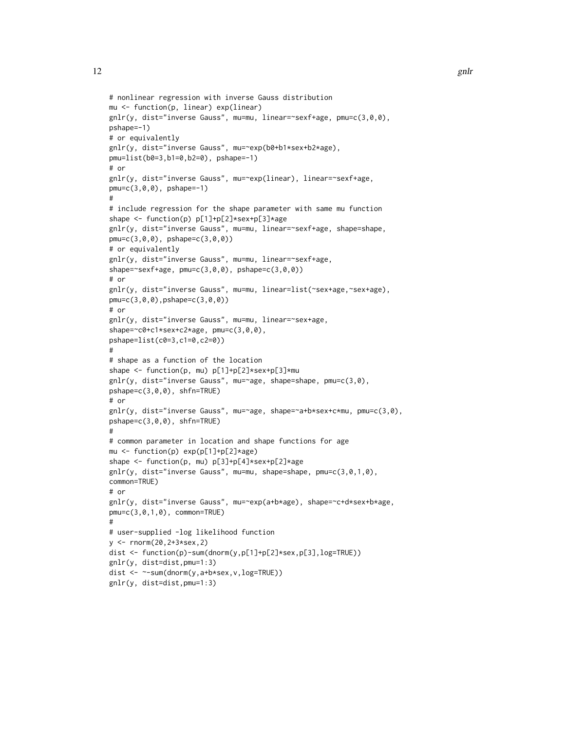```
# nonlinear regression with inverse Gauss distribution
mu <- function(p, linear) exp(linear)
gnlr(y, dist="inverse Gauss", mu=mu, linear=~sexf+age, pmu=c(3,0,0),
pshape=-1)
# or equivalently
gnlr(y, dist="inverse Gauss", mu=~exp(b0+b1*sex+b2*age),
pmu=list(b0=3,b1=0,b2=0), pshape=-1)
# or
gnlr(y, dist="inverse Gauss", mu=~exp(linear), linear=~sexf+age,
pmu=c(3,0,0), pshape=-1)
#
# include regression for the shape parameter with same mu function
shape <- function(p) p[1]+p[2]*sex+p[3]*age
gnlr(y, dist="inverse Gauss", mu=mu, linear=~sexf+age, shape=shape,
pmu=c(3,0,0), pshape=c(3,0,0))
# or equivalently
gnlr(y, dist="inverse Gauss", mu=mu, linear=~sexf+age,
shape=~sexf+age, pmu=c(3,0,0), pshape=c(3,0,0))
# or
gnlr(y, dist="inverse Gauss", mu=mu, linear=list(~sex+age,~sex+age),
pmu=c(3,0,0),pshape=c(3,0,0))
# or
gnlr(y, dist="inverse Gauss", mu=mu, linear=~sex+age,
shape=~c0+c1*sex+c2*age, pmu=c(3,0,0),
pshape=list(c0=3,c1=0,c2=0))
#
# shape as a function of the location
shape <- function(p, mu) p[1]+p[2]*sex+p[3]*mu
gnlr(y, dist="inverse Gauss", mu=~age, shape=shape, pmu=c(3,0),
pshape=c(3,0,0), shfn=TRUE)
# or
gnlr(y, dist="inverse Gauss", mu=~age, shape=~a+b*sex+c*mu, pmu=c(3,0),
pshape=c(3,0,0), shfn=TRUE)
#
# common parameter in location and shape functions for age
mu <- function(p) exp(p[1]+p[2]*age)
shape <- function(p, mu) p[3]+p[4]*sex+p[2]*age
gnlr(y, dist="inverse Gauss", mu=mu, shape=shape, pmu=c(3,0,1,0),
common=TRUE)
# or
gnlr(y, dist="inverse Gauss", mu=~exp(a+b*age), shape=~c+d*sex+b*age,
pmu=c(3,0,1,0), common=TRUE)
#
# user-supplied -log likelihood function
y <- rnorm(20,2+3*sex,2)
dist <- function(p)-sum(dnorm(y,p[1]+p[2]*sex,p[3],log=TRUE))
gnlr(y, dist=dist,pmu=1:3)
dist <- ~-sum(dnorm(y,a+b*sex,v,log=TRUE))
gnlr(y, dist=dist,pmu=1:3)
```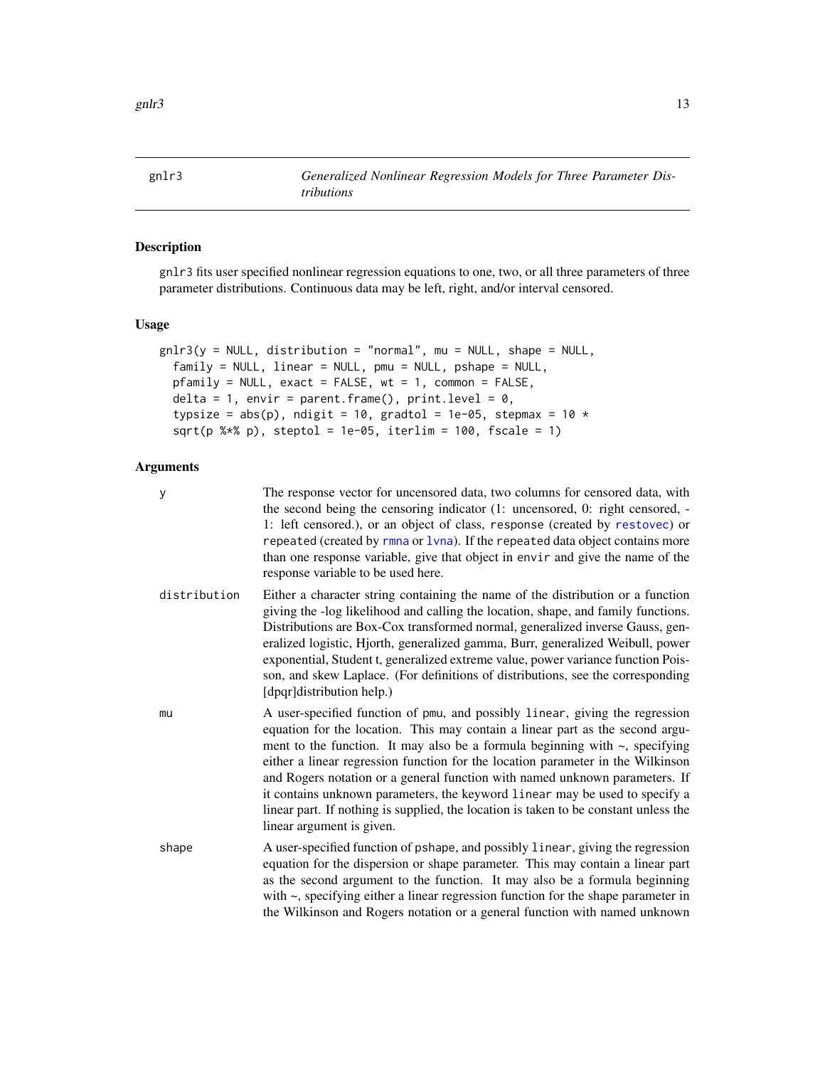# gnlr3 — *Generalized Nonlinear Regression Models for Three Parameter Distributions*

## Description

gnlr3 fits user specified nonlinear regression equations to one, two, or all three parameters of three parameter distributions. Continuous data may be left, right, and/or interval censored.

## Usage

```
gnlr3(y = NULL, distribution = "normal", mu = NULL, shape = NULL,
  family = NULL, linear = NULL, pmu = NULL, pshape = NULL,
  pfamily = NULL, exact = FALSE, wt = 1, common = FALSE,
  delta = 1, envir = parent.frame(), print.level = 0,
  typsize = abs(p), ndigit = 10, gradtol = 1e-05, stepmax = 10 *
  sqrt(p %*% p), steptol = 1e-05, iterlim = 100, fscale = 1)
```

## Arguments

- **y** — The response vector for uncensored data, two columns for censored data, with the second being the censoring indicator (1: uncensored, 0: right censored, -1: left censored.), or an object of class, `response` (created by `restovec`) or `repeated` (created by `rmna` or `lvna`). If the `repeated` data object contains more than one response variable, give that object in `envir` and give the name of the response variable to be used here.

- **distribution** — Either a character string containing the name of the distribution or a function giving the -log likelihood and calling the location, shape, and family functions. Distributions are Box-Cox transformed normal, generalized inverse Gauss, generalized logistic, Hjorth, generalized gamma, Burr, generalized Weibull, power exponential, Student t, generalized extreme value, power variance function Poisson, and skew Laplace. (For definitions of distributions, see the corresponding [dpqr]distribution help.)

- **mu** — A user-specified function of `pmu`, and possibly `linear`, giving the regression equation for the location. This may contain a linear part as the second argument to the function. It may also be a formula beginning with ~, specifying either a linear regression function for the location parameter in the Wilkinson and Rogers notation or a general function with named unknown parameters. If it contains unknown parameters, the keyword `linear` may be used to specify a linear part. If nothing is supplied, the location is taken to be constant unless the linear argument is given.

- **shape** — A user-specified function of `pshape`, and possibly `linear`, giving the regression equation for the dispersion or shape parameter. This may contain a linear part as the second argument to the function. It may also be a formula beginning with ~, specifying either a linear regression function for the shape parameter in the Wilkinson and Rogers notation or a general function with named unknown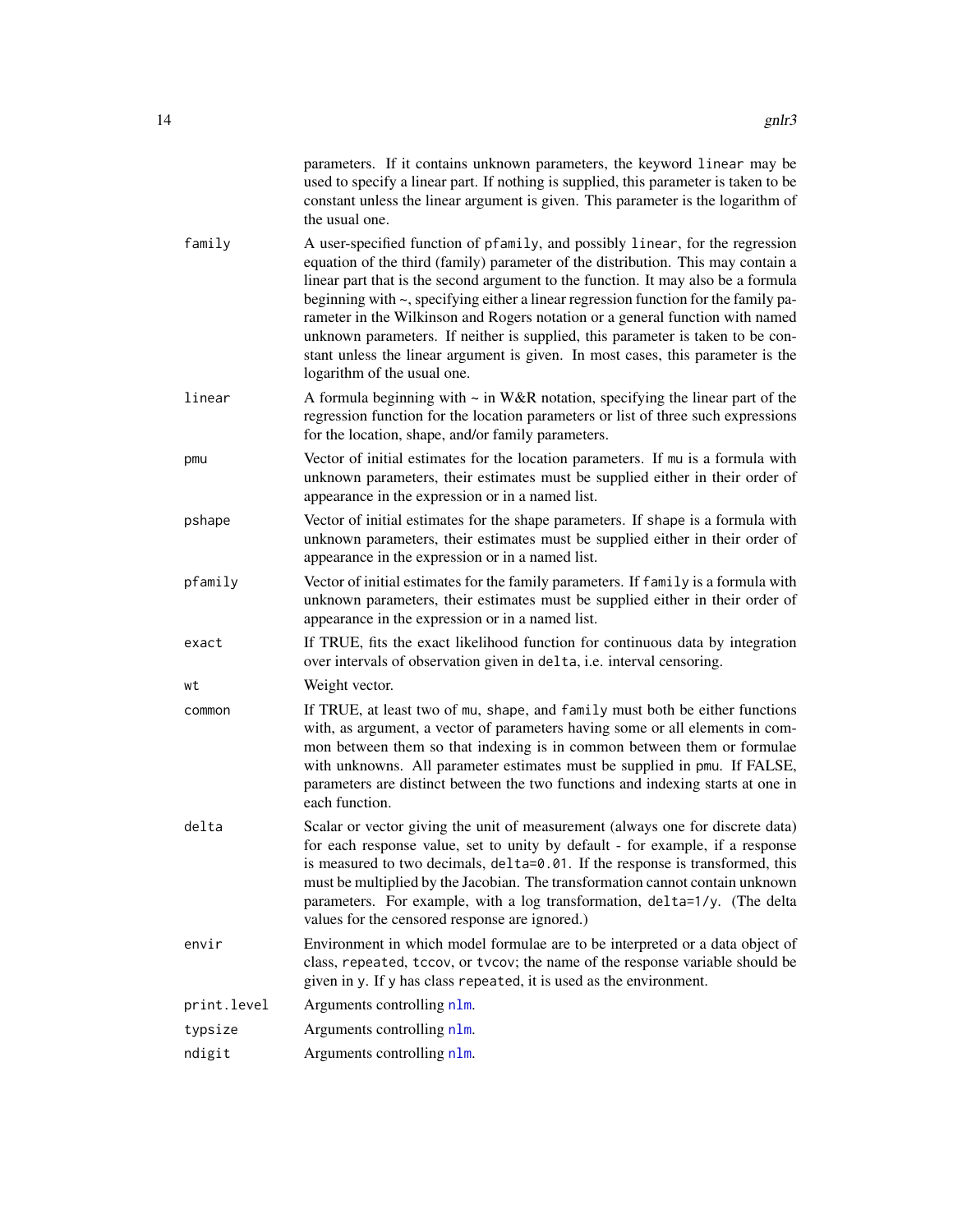parameters. If it contains unknown parameters, the keyword `linear` may be used to specify a linear part. If nothing is supplied, this parameter is taken to be constant unless the linear argument is given. This parameter is the logarithm of the usual one.

`family`
: A user-specified function of `pfamily`, and possibly `linear`, for the regression equation of the third (family) parameter of the distribution. This may contain a linear part that is the second argument to the function. It may also be a formula beginning with ~, specifying either a linear regression function for the family parameter in the Wilkinson and Rogers notation or a general function with named unknown parameters. If neither is supplied, this parameter is taken to be constant unless the linear argument is given. In most cases, this parameter is the logarithm of the usual one.

`linear`
: A formula beginning with ~ in W&R notation, specifying the linear part of the regression function for the location parameters or list of three such expressions for the location, shape, and/or family parameters.

`pmu`
: Vector of initial estimates for the location parameters. If `mu` is a formula with unknown parameters, their estimates must be supplied either in their order of appearance in the expression or in a named list.

`pshape`
: Vector of initial estimates for the shape parameters. If `shape` is a formula with unknown parameters, their estimates must be supplied either in their order of appearance in the expression or in a named list.

`pfamily`
: Vector of initial estimates for the family parameters. If `family` is a formula with unknown parameters, their estimates must be supplied either in their order of appearance in the expression or in a named list.

`exact`
: If TRUE, fits the exact likelihood function for continuous data by integration over intervals of observation given in `delta`, i.e. interval censoring.

`wt`
: Weight vector.

`common`
: If TRUE, at least two of `mu`, `shape`, and `family` must both be either functions with, as argument, a vector of parameters having some or all elements in common between them so that indexing is in common between them or formulae with unknowns. All parameter estimates must be supplied in `pmu`. If FALSE, parameters are distinct between the two functions and indexing starts at one in each function.

`delta`
: Scalar or vector giving the unit of measurement (always one for discrete data) for each response value, set to unity by default - for example, if a response is measured to two decimals, `delta=0.01`. If the response is transformed, this must be multiplied by the Jacobian. The transformation cannot contain unknown parameters. For example, with a log transformation, `delta=1/y`. (The delta values for the censored response are ignored.)

`envir`
: Environment in which model formulae are to be interpreted or a data object of class, `repeated`, `tccov`, or `tvcov`; the name of the response variable should be given in `y`. If `y` has class `repeated`, it is used as the environment.

`print.level`
: Arguments controlling `nlm`.

`typsize`
: Arguments controlling `nlm`.

`ndigit`
: Arguments controlling `nlm`.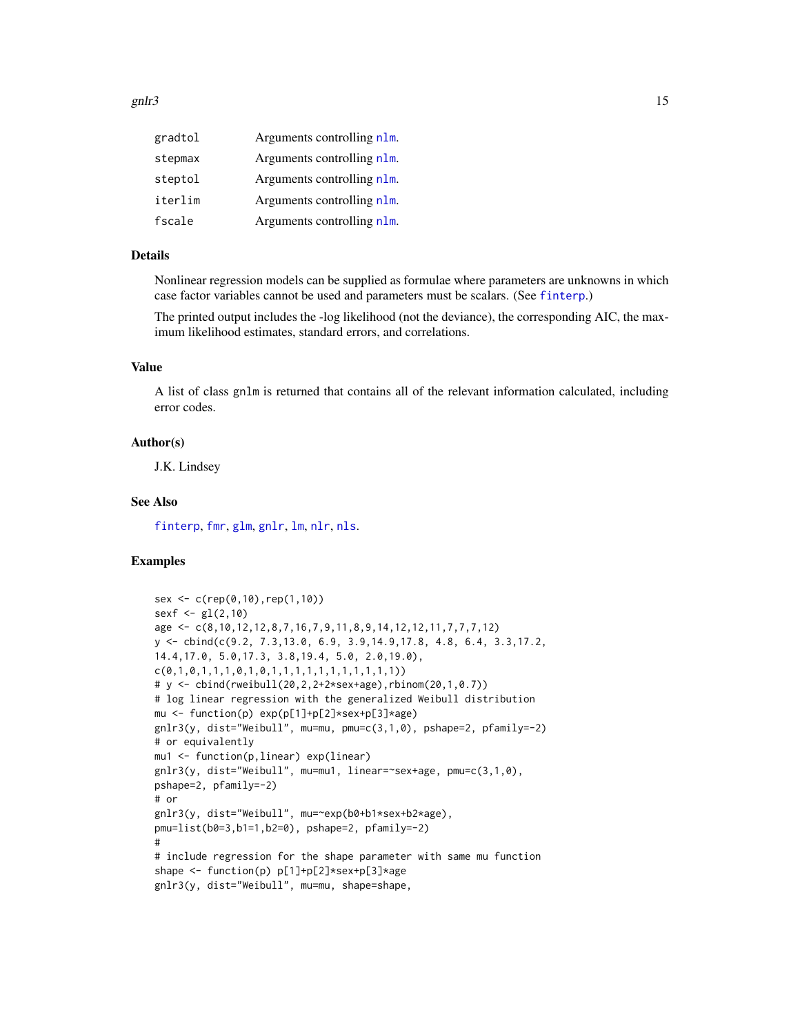| | |
|---|---|
| gradtol | Arguments controlling nlm. |
| stepmax | Arguments controlling nlm. |
| steptol | Arguments controlling nlm. |
| iterlim | Arguments controlling nlm. |
| fscale | Arguments controlling nlm. |

## Details

Nonlinear regression models can be supplied as formulae where parameters are unknowns in which case factor variables cannot be used and parameters must be scalars. (See finterp.)

The printed output includes the -log likelihood (not the deviance), the corresponding AIC, the maximum likelihood estimates, standard errors, and correlations.

## Value

A list of class gnlm is returned that contains all of the relevant information calculated, including error codes.

## Author(s)

J.K. Lindsey

## See Also

finterp, fmr, glm, gnlr, lm, nlr, nls.

## Examples

```
sex <- c(rep(0,10),rep(1,10))
sexf <- gl(2,10)
age <- c(8,10,12,12,8,7,16,7,9,11,8,9,14,12,12,11,7,7,7,12)
y <- cbind(c(9.2, 7.3,13.0, 6.9, 3.9,14.9,17.8, 4.8, 6.4, 3.3,17.2,
14.4,17.0, 5.0,17.3, 3.8,19.4, 5.0, 2.0,19.0),
c(0,1,0,1,1,1,0,1,0,1,1,1,1,1,1,1,1,1,1,1))
# y <- cbind(rweibull(20,2,2+2*sex+age),rbinom(20,1,0.7))
# log linear regression with the generalized Weibull distribution
mu <- function(p) exp(p[1]+p[2]*sex+p[3]*age)
gnlr3(y, dist="Weibull", mu=mu, pmu=c(3,1,0), pshape=2, pfamily=-2)
# or equivalently
mu1 <- function(p,linear) exp(linear)
gnlr3(y, dist="Weibull", mu=mu1, linear=~sex+age, pmu=c(3,1,0),
pshape=2, pfamily=-2)
# or
gnlr3(y, dist="Weibull", mu=~exp(b0+b1*sex+b2*age),
pmu=list(b0=3,b1=1,b2=0), pshape=2, pfamily=-2)
#
# include regression for the shape parameter with same mu function
shape <- function(p) p[1]+p[2]*sex+p[3]*age
gnlr3(y, dist="Weibull", mu=mu, shape=shape,
```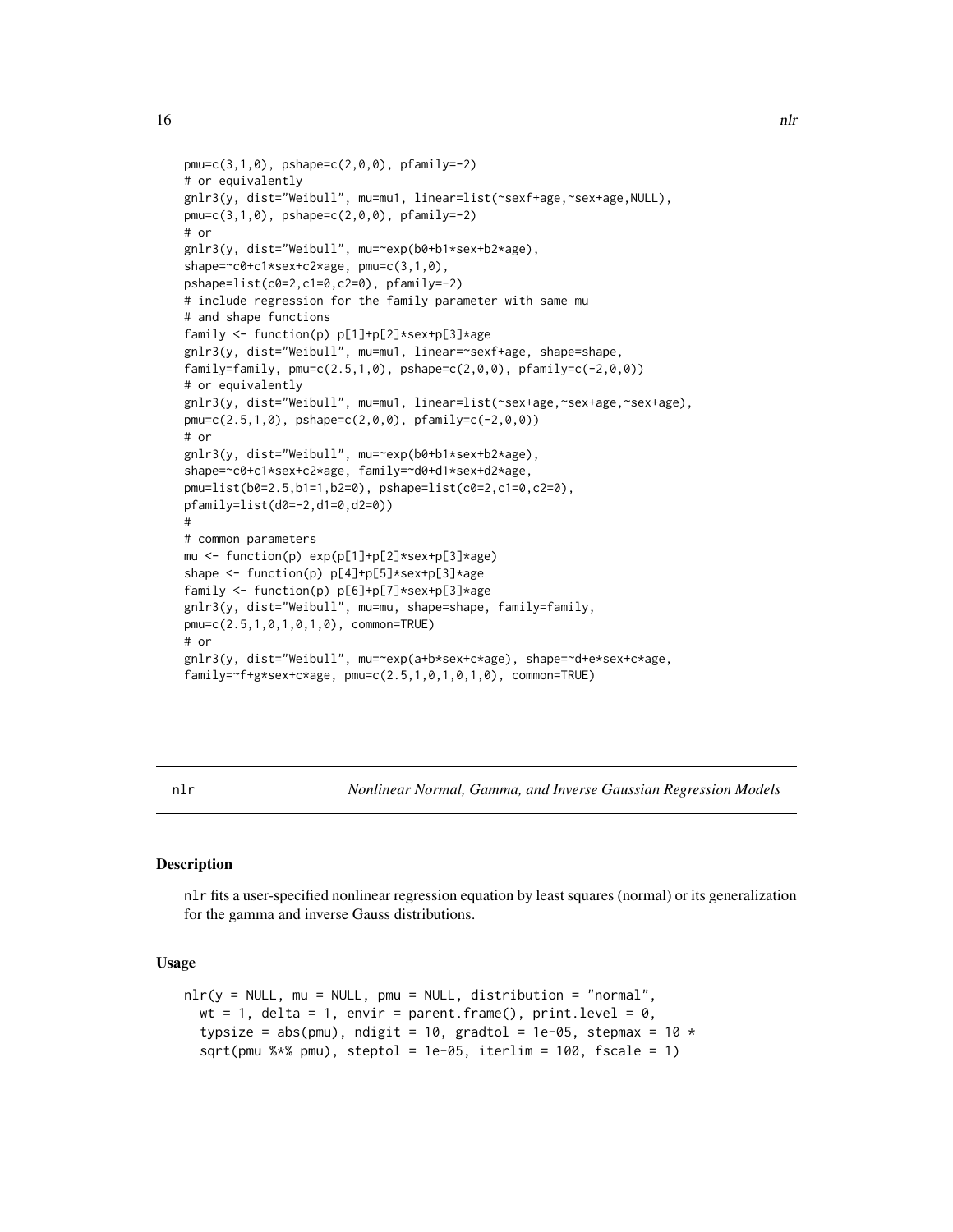```
pmu=c(3,1,0), pshape=c(2,0,0), pfamily=-2)
# or equivalently
gnlr3(y, dist="Weibull", mu=mu1, linear=list(~sexf+age,~sex+age,NULL),
pmu=c(3,1,0), pshape=c(2,0,0), pfamily=-2)
# or
gnlr3(y, dist="Weibull", mu=~exp(b0+b1*sex+b2*age),
shape=~c0+c1*sex+c2*age, pmu=c(3,1,0),
pshape=list(c0=2,c1=0,c2=0), pfamily=-2)
# include regression for the family parameter with same mu
# and shape functions
family <- function(p) p[1]+p[2]*sex+p[3]*age
gnlr3(y, dist="Weibull", mu=mu1, linear=~sexf+age, shape=shape,
family=family, pmu=c(2.5,1,0), pshape=c(2,0,0), pfamily=c(-2,0,0))
# or equivalently
gnlr3(y, dist="Weibull", mu=mu1, linear=list(~sex+age,~sex+age,~sex+age),
pmu=c(2.5,1,0), pshape=c(2,0,0), pfamily=c(-2,0,0))
# or
gnlr3(y, dist="Weibull", mu=~exp(b0+b1*sex+b2*age),
shape=~c0+c1*sex+c2*age, family=~d0+d1*sex+d2*age,
pmu=list(b0=2.5,b1=1,b2=0), pshape=list(c0=2,c1=0,c2=0),
pfamily=list(d0=-2,d1=0,d2=0))
#
# common parameters
mu <- function(p) exp(p[1]+p[2]*sex+p[3]*age)
shape <- function(p) p[4]+p[5]*sex+p[3]*age
family <- function(p) p[6]+p[7]*sex+p[3]*age
gnlr3(y, dist="Weibull", mu=mu, shape=shape, family=family,
pmu=c(2.5,1,0,1,0,1,0), common=TRUE)
# or
gnlr3(y, dist="Weibull", mu=~exp(a+b*sex+c*age), shape=~d+e*sex+c*age,
family=~f+g*sex+c*age, pmu=c(2.5,1,0,1,0,1,0), common=TRUE)
```

---

nlr — *Nonlinear Normal, Gamma, and Inverse Gaussian Regression Models*

---

## Description

nlr fits a user-specified nonlinear regression equation by least squares (normal) or its generalization for the gamma and inverse Gauss distributions.

## Usage

```
nlr(y = NULL, mu = NULL, pmu = NULL, distribution = "normal",
  wt = 1, delta = 1, envir = parent.frame(), print.level = 0,
  typsize = abs(pmu), ndigit = 10, gradtol = 1e-05, stepmax = 10 *
  sqrt(pmu %*% pmu), steptol = 1e-05, iterlim = 100, fscale = 1)
```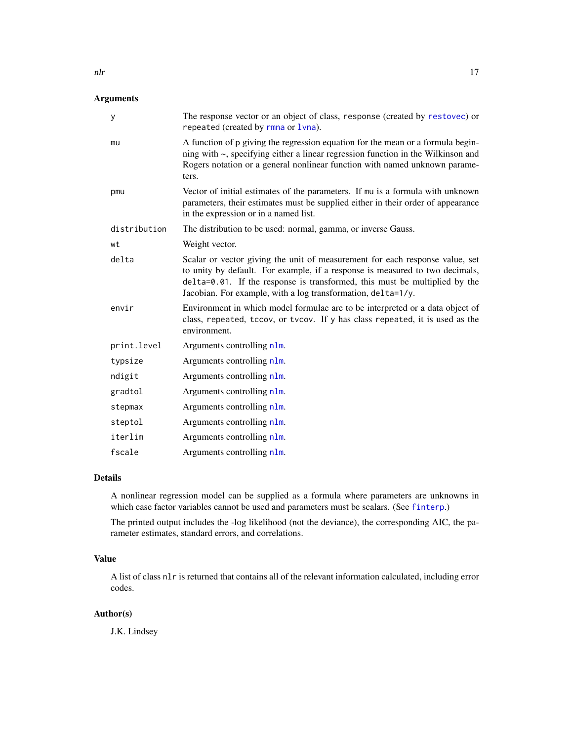### Arguments

| Argument | Description |
|---|---|
| `y` | The response vector or an object of class, `response` (created by `restovec`) or `repeated` (created by `rmna` or `lvna`). |
| `mu` | A function of `p` giving the regression equation for the mean or a formula beginning with ~, specifying either a linear regression function in the Wilkinson and Rogers notation or a general nonlinear function with named unknown parameters. |
| `pmu` | Vector of initial estimates of the parameters. If `mu` is a formula with unknown parameters, their estimates must be supplied either in their order of appearance in the expression or in a named list. |
| `distribution` | The distribution to be used: normal, gamma, or inverse Gauss. |
| `wt` | Weight vector. |
| `delta` | Scalar or vector giving the unit of measurement for each response value, set to unity by default. For example, if a response is measured to two decimals, `delta=0.01`. If the response is transformed, this must be multiplied by the Jacobian. For example, with a log transformation, `delta=1/y`. |
| `envir` | Environment in which model formulae are to be interpreted or a data object of class, `repeated`, `tccov`, or `tvcov`. If `y` has class `repeated`, it is used as the environment. |
| `print.level` | Arguments controlling `nlm`. |
| `typsize` | Arguments controlling `nlm`. |
| `ndigit` | Arguments controlling `nlm`. |
| `gradtol` | Arguments controlling `nlm`. |
| `stepmax` | Arguments controlling `nlm`. |
| `steptol` | Arguments controlling `nlm`. |
| `iterlim` | Arguments controlling `nlm`. |
| `fscale` | Arguments controlling `nlm`. |

### Details

A nonlinear regression model can be supplied as a formula where parameters are unknowns in which case factor variables cannot be used and parameters must be scalars. (See `finterp`.)

The printed output includes the -log likelihood (not the deviance), the corresponding AIC, the parameter estimates, standard errors, and correlations.

### Value

A list of class `nlr` is returned that contains all of the relevant information calculated, including error codes.

### Author(s)

J.K. Lindsey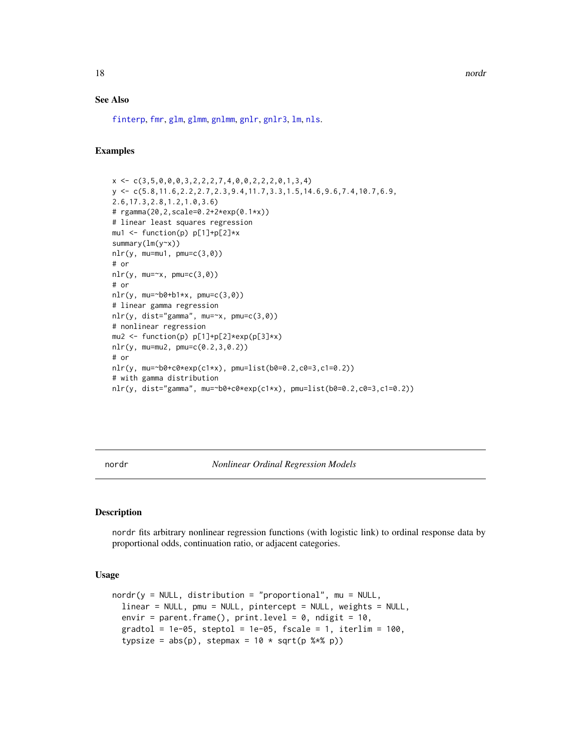### See Also

finterp, fmr, glm, glmm, gnlmm, gnlr, gnlr3, lm, nls.

### Examples

```
x <- c(3,5,0,0,0,3,2,2,2,7,4,0,0,2,2,2,0,1,3,4)
y <- c(5.8,11.6,2.2,2.7,2.3,9.4,11.7,3.3,1.5,14.6,9.6,7.4,10.7,6.9,
2.6,17.3,2.8,1.2,1.0,3.6)
# rgamma(20,2,scale=0.2+2*exp(0.1*x))
# linear least squares regression
mu1 <- function(p) p[1]+p[2]*x
summary(lm(y~x))
nlr(y, mu=mu1, pmu=c(3,0))
# or
nlr(y, mu=~x, pmu=c(3,0))
# or
nlr(y, mu=~b0+b1*x, pmu=c(3,0))
# linear gamma regression
nlr(y, dist="gamma", mu=~x, pmu=c(3,0))
# nonlinear regression
mu2 <- function(p) p[1]+p[2]*exp(p[3]*x)
nlr(y, mu=mu2, pmu=c(0.2,3,0.2))
# or
nlr(y, mu=~b0+c0*exp(c1*x), pmu=list(b0=0.2,c0=3,c1=0.2))
# with gamma distribution
nlr(y, dist="gamma", mu=~b0+c0*exp(c1*x), pmu=list(b0=0.2,c0=3,c1=0.2))
```

---

## nordr — *Nonlinear Ordinal Regression Models*

### Description

nordr fits arbitrary nonlinear regression functions (with logistic link) to ordinal response data by proportional odds, continuation ratio, or adjacent categories.

### Usage

```
nordr(y = NULL, distribution = "proportional", mu = NULL,
  linear = NULL, pmu = NULL, pintercept = NULL, weights = NULL,
  envir = parent.frame(), print.level = 0, ndigit = 10,
  gradtol = 1e-05, steptol = 1e-05, fscale = 1, iterlim = 100,
  typsize = abs(p), stepmax = 10 * sqrt(p %*% p))
```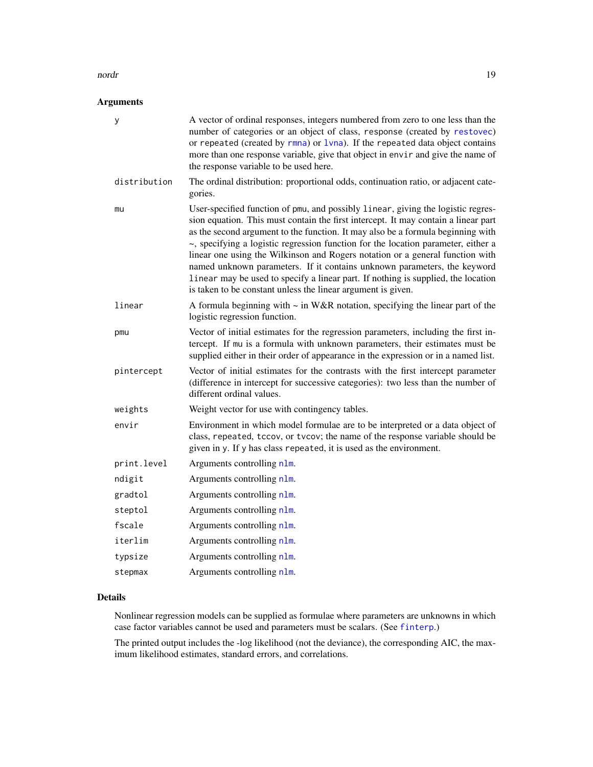### Arguments

| | |
|---|---|
| y | A vector of ordinal responses, integers numbered from zero to one less than the number of categories or an object of class, `response` (created by `restovec`) or `repeated` (created by `rmna`) or `lvna`). If the `repeated` data object contains more than one response variable, give that object in `envir` and give the name of the response variable to be used here. |
| distribution | The ordinal distribution: proportional odds, continuation ratio, or adjacent categories. |
| mu | User-specified function of `pmu`, and possibly `linear`, giving the logistic regression equation. This must contain the first intercept. It may contain a linear part as the second argument to the function. It may also be a formula beginning with ~, specifying a logistic regression function for the location parameter, either a linear one using the Wilkinson and Rogers notation or a general function with named unknown parameters. If it contains unknown parameters, the keyword `linear` may be used to specify a linear part. If nothing is supplied, the location is taken to be constant unless the linear argument is given. |
| linear | A formula beginning with ~ in W&R notation, specifying the linear part of the logistic regression function. |
| pmu | Vector of initial estimates for the regression parameters, including the first intercept. If `mu` is a formula with unknown parameters, their estimates must be supplied either in their order of appearance in the expression or in a named list. |
| pintercept | Vector of initial estimates for the contrasts with the first intercept parameter (difference in intercept for successive categories): two less than the number of different ordinal values. |
| weights | Weight vector for use with contingency tables. |
| envir | Environment in which model formulae are to be interpreted or a data object of class, `repeated`, `tccov`, or `tvcov`; the name of the response variable should be given in `y`. If `y` has class `repeated`, it is used as the environment. |
| print.level | Arguments controlling `nlm`. |
| ndigit | Arguments controlling `nlm`. |
| gradtol | Arguments controlling `nlm`. |
| steptol | Arguments controlling `nlm`. |
| fscale | Arguments controlling `nlm`. |
| iterlim | Arguments controlling `nlm`. |
| typsize | Arguments controlling `nlm`. |
| stepmax | Arguments controlling `nlm`. |

### Details

Nonlinear regression models can be supplied as formulae where parameters are unknowns in which case factor variables cannot be used and parameters must be scalars. (See `finterp`.)

The printed output includes the -log likelihood (not the deviance), the corresponding AIC, the maximum likelihood estimates, standard errors, and correlations.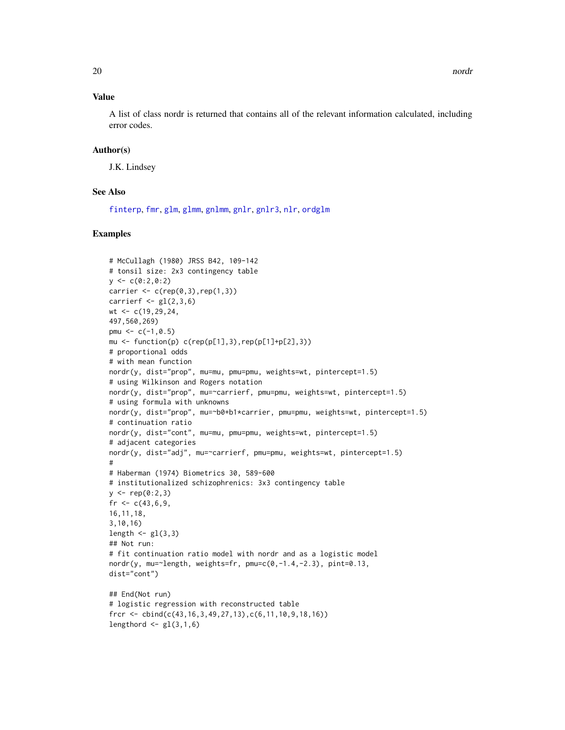## Value

A list of class nordr is returned that contains all of the relevant information calculated, including error codes.

## Author(s)

J.K. Lindsey

## See Also

finterp, fmr, glm, glmm, gnlmm, gnlr, gnlr3, nlr, ordglm

## Examples

```
# McCullagh (1980) JRSS B42, 109-142
# tonsil size: 2x3 contingency table
y <- c(0:2,0:2)
carrier <- c(rep(0,3),rep(1,3))
carrierf <- gl(2,3,6)
wt <- c(19,29,24,
497,560,269)
pmu <- c(-1,0.5)
mu <- function(p) c(rep(p[1],3),rep(p[1]+p[2],3))
# proportional odds
# with mean function
nordr(y, dist="prop", mu=mu, pmu=pmu, weights=wt, pintercept=1.5)
# using Wilkinson and Rogers notation
nordr(y, dist="prop", mu=~carrierf, pmu=pmu, weights=wt, pintercept=1.5)
# using formula with unknowns
nordr(y, dist="prop", mu=~b0+b1*carrier, pmu=pmu, weights=wt, pintercept=1.5)
# continuation ratio
nordr(y, dist="cont", mu=mu, pmu=pmu, weights=wt, pintercept=1.5)
# adjacent categories
nordr(y, dist="adj", mu=~carrierf, pmu=pmu, weights=wt, pintercept=1.5)
#
# Haberman (1974) Biometrics 30, 589-600
# institutionalized schizophrenics: 3x3 contingency table
y <- rep(0:2,3)
fr <- c(43,6,9,
16,11,18,
3,10,16)
length <- gl(3,3)
## Not run:
# fit continuation ratio model with nordr and as a logistic model
nordr(y, mu=~length, weights=fr, pmu=c(0,-1.4,-2.3), pint=0.13,
dist="cont")

## End(Not run)
# logistic regression with reconstructed table
frcr <- cbind(c(43,16,3,49,27,13),c(6,11,10,9,18,16))
lengthord <- gl(3,1,6)
```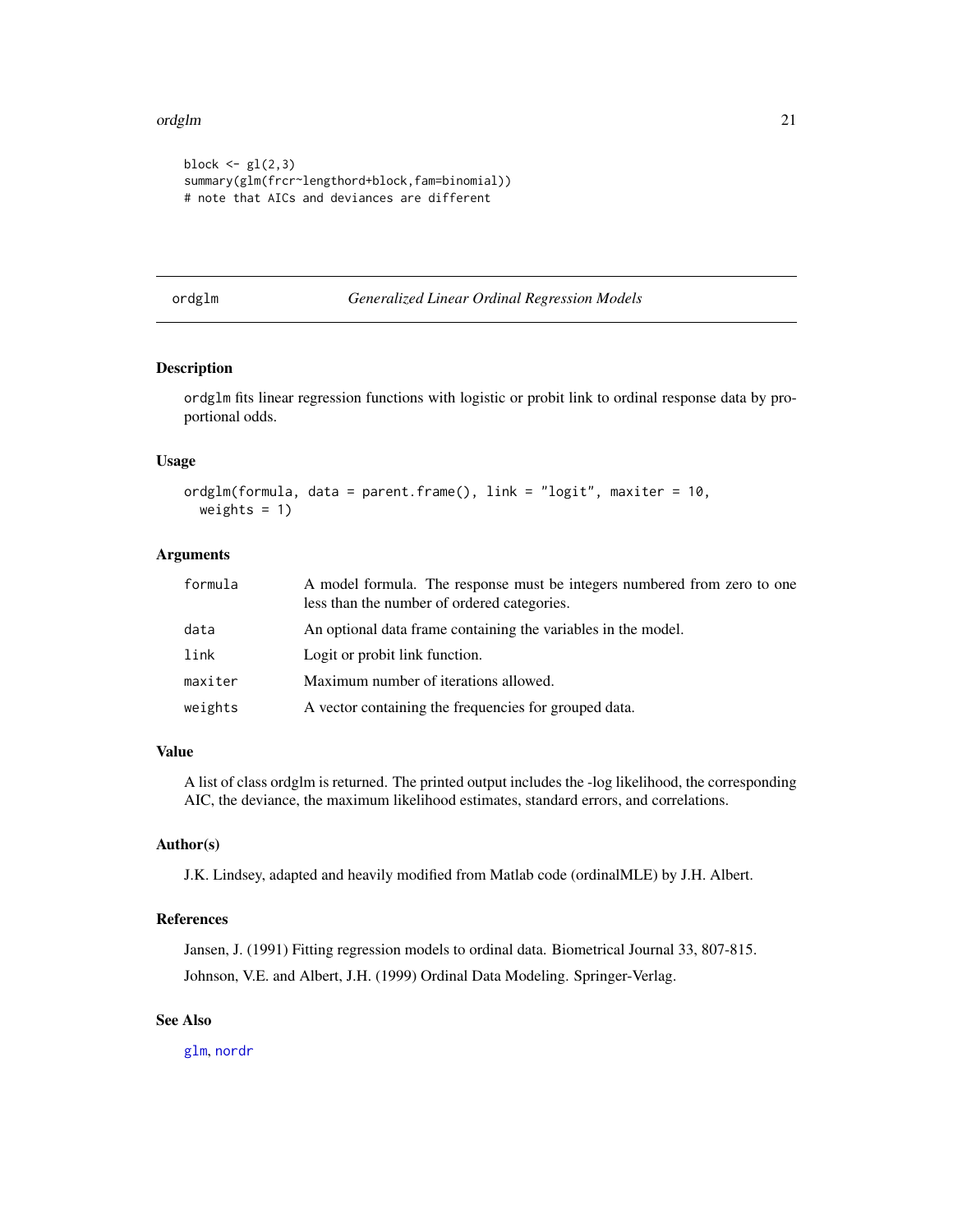```
block <- gl(2,3)
summary(glm(frcr~lengthord+block,fam=binomial))
# note that AICs and deviances are different
```

---

## ordglm — *Generalized Linear Ordinal Regression Models*

---

### Description

ordglm fits linear regression functions with logistic or probit link to ordinal response data by proportional odds.

### Usage

```
ordglm(formula, data = parent.frame(), link = "logit", maxiter = 10,
  weights = 1)
```

### Arguments

| | |
|---|---|
| formula | A model formula. The response must be integers numbered from zero to one less than the number of ordered categories. |
| data | An optional data frame containing the variables in the model. |
| link | Logit or probit link function. |
| maxiter | Maximum number of iterations allowed. |
| weights | A vector containing the frequencies for grouped data. |

### Value

A list of class ordglm is returned. The printed output includes the -log likelihood, the corresponding AIC, the deviance, the maximum likelihood estimates, standard errors, and correlations.

### Author(s)

J.K. Lindsey, adapted and heavily modified from Matlab code (ordinalMLE) by J.H. Albert.

### References

Jansen, J. (1991) Fitting regression models to ordinal data. Biometrical Journal 33, 807-815.

Johnson, V.E. and Albert, J.H. (1999) Ordinal Data Modeling. Springer-Verlag.

### See Also

glm, nordr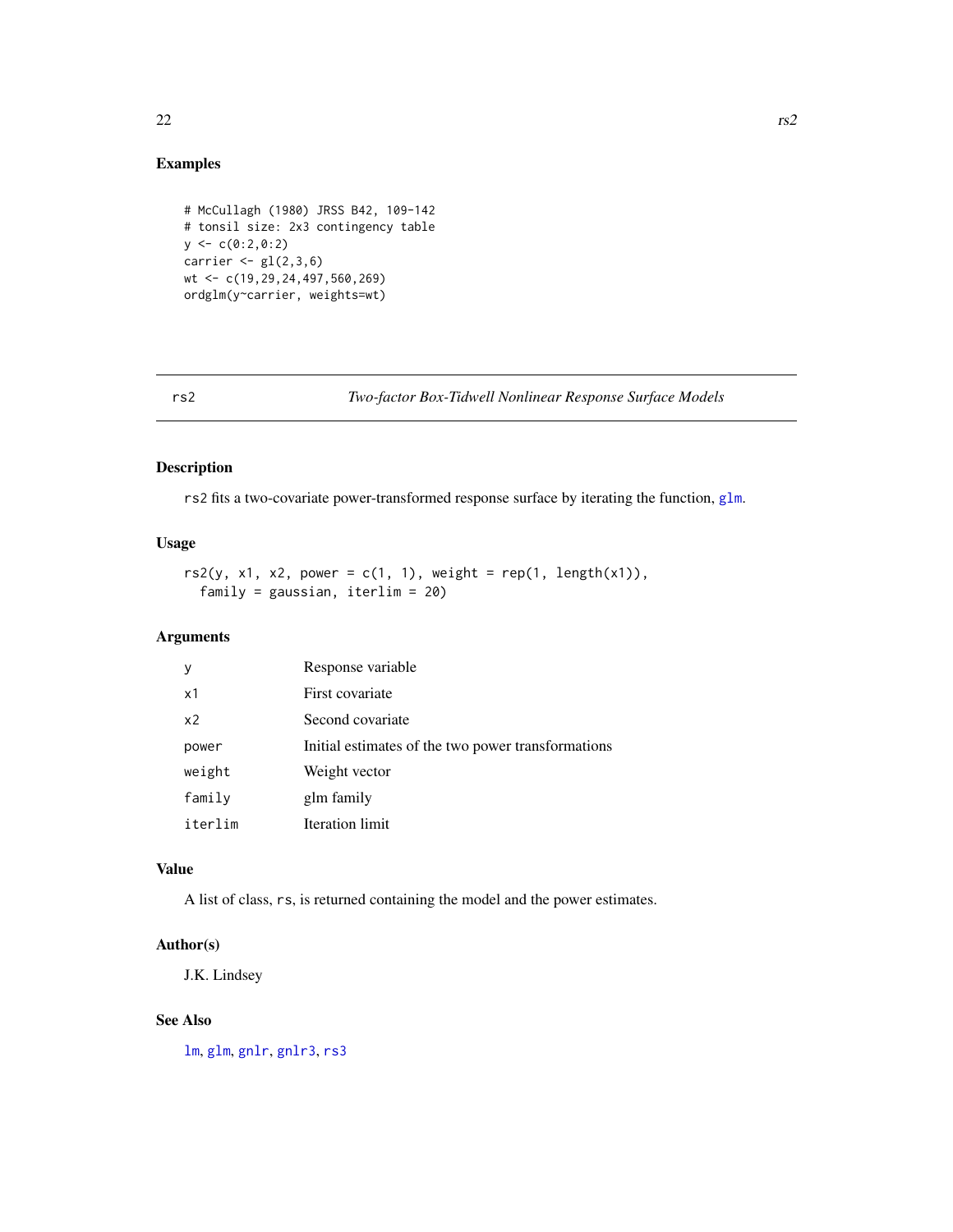## Examples

```
# McCullagh (1980) JRSS B42, 109-142
# tonsil size: 2x3 contingency table
y <- c(0:2,0:2)
carrier <- gl(2,3,6)
wt <- c(19,29,24,497,560,269)
ordglm(y~carrier, weights=wt)
```

---

# rs2 — *Two-factor Box-Tidwell Nonlinear Response Surface Models*

---

## Description

`rs2` fits a two-covariate power-transformed response surface by iterating the function, `glm`.

## Usage

```
rs2(y, x1, x2, power = c(1, 1), weight = rep(1, length(x1)),
  family = gaussian, iterlim = 20)
```

## Arguments

| | |
|---|---|
| `y` | Response variable |
| `x1` | First covariate |
| `x2` | Second covariate |
| `power` | Initial estimates of the two power transformations |
| `weight` | Weight vector |
| `family` | glm family |
| `iterlim` | Iteration limit |

## Value

A list of class, `rs`, is returned containing the model and the power estimates.

## Author(s)

J.K. Lindsey

## See Also

`lm`, `glm`, `gnlr`, `gnlr3`, `rs3`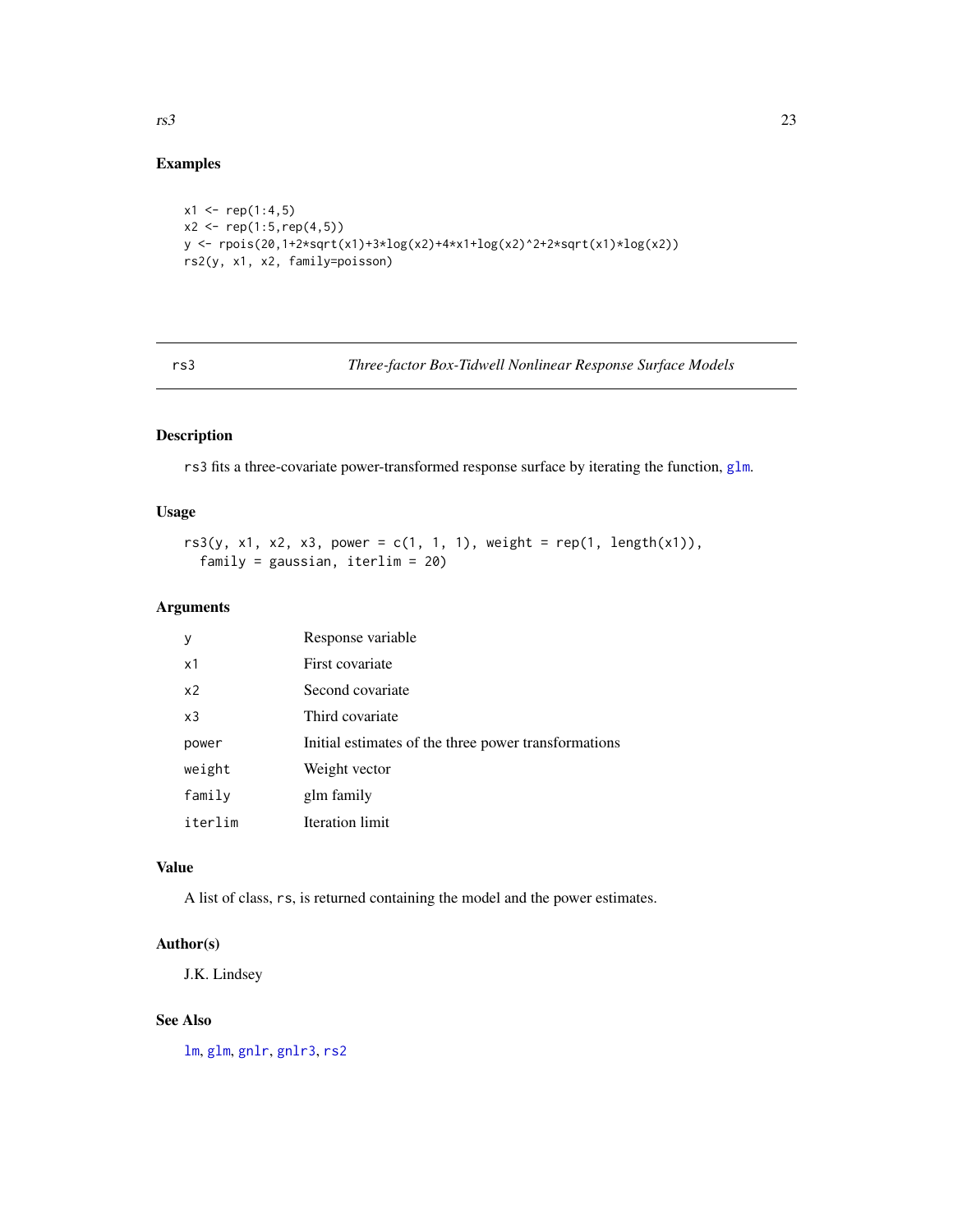## Examples

```
x1 <- rep(1:4,5)
x2 <- rep(1:5,rep(4,5))
y <- rpois(20,1+2*sqrt(x1)+3*log(x2)+4*x1+log(x2)^2+2*sqrt(x1)*log(x2))
rs2(y, x1, x2, family=poisson)
```

---

# rs3 — *Three-factor Box-Tidwell Nonlinear Response Surface Models*

---

## Description

rs3 fits a three-covariate power-transformed response surface by iterating the function, glm.

## Usage

```
rs3(y, x1, x2, x3, power = c(1, 1, 1), weight = rep(1, length(x1)),
  family = gaussian, iterlim = 20)
```

## Arguments

| | |
|---|---|
| y | Response variable |
| x1 | First covariate |
| x2 | Second covariate |
| x3 | Third covariate |
| power | Initial estimates of the three power transformations |
| weight | Weight vector |
| family | glm family |
| iterlim | Iteration limit |

## Value

A list of class, rs, is returned containing the model and the power estimates.

## Author(s)

J.K. Lindsey

## See Also

lm, glm, gnlr, gnlr3, rs2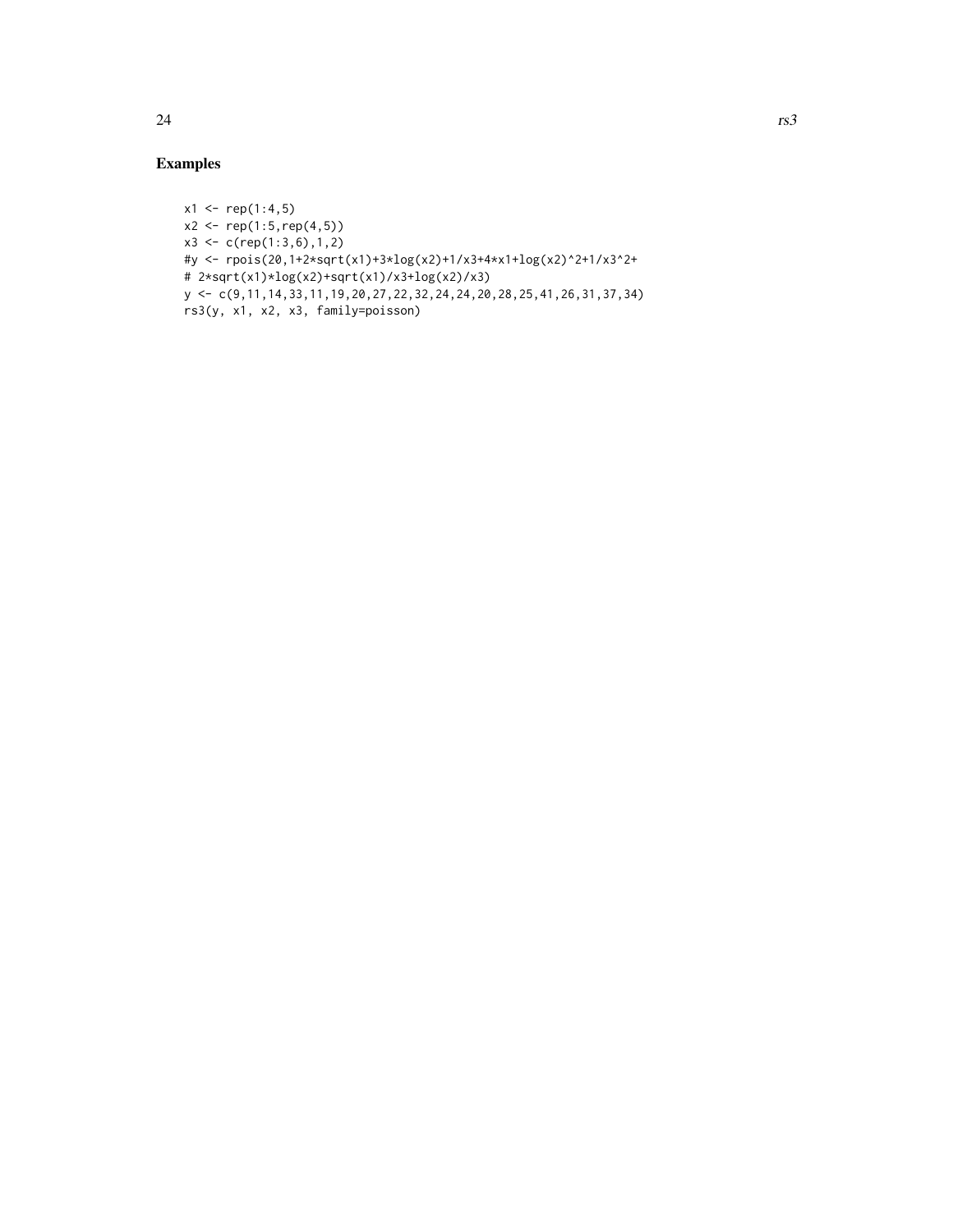## Examples

```
x1 <- rep(1:4,5)
x2 <- rep(1:5,rep(4,5))
x3 <- c(rep(1:3,6),1,2)
#y <- rpois(20,1+2*sqrt(x1)+3*log(x2)+1/x3+4*x1+log(x2)^2+1/x3^2+
# 2*sqrt(x1)*log(x2)+sqrt(x1)/x3+log(x2)/x3)
y <- c(9,11,14,33,11,19,20,27,22,32,24,24,20,28,25,41,26,31,37,34)
rs3(y, x1, x2, x3, family=poisson)
```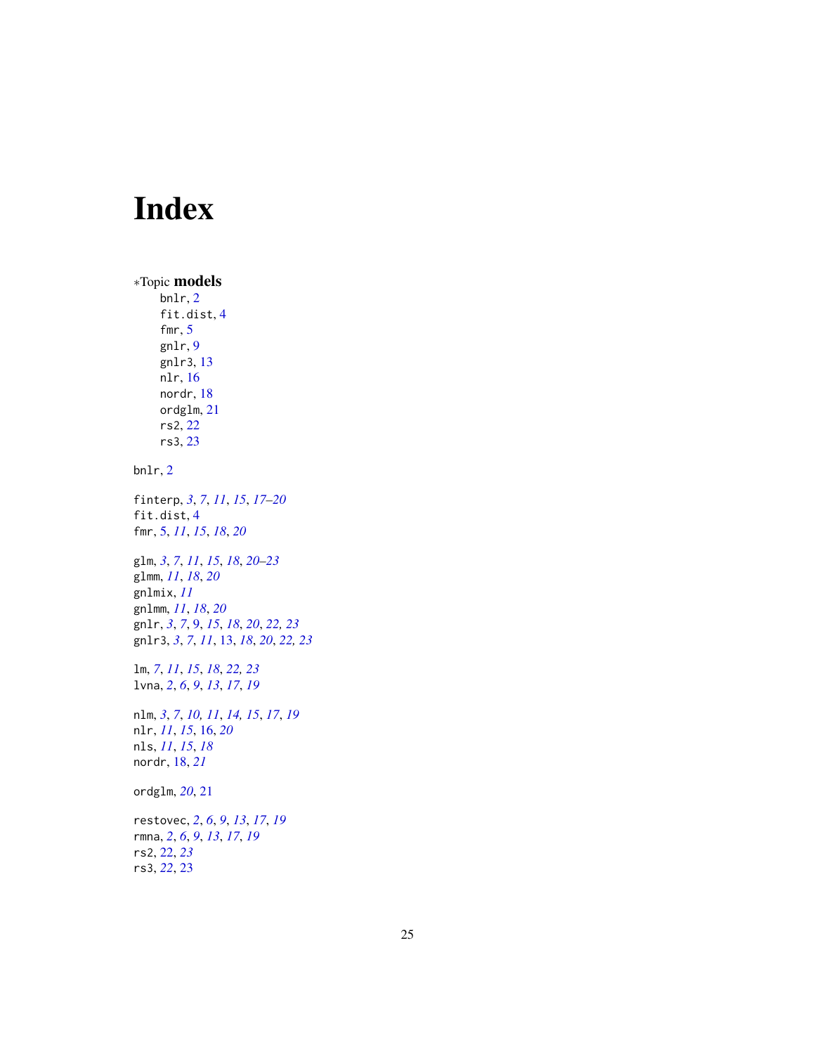# Index

*Topic **models**

- bnlr, 2
- fit.dist, 4
- fmr, 5
- gnlr, 9
- gnlr3, 13
- nlr, 16
- nordr, 18
- ordglm, 21
- rs2, 22
- rs3, 23

bnlr, 2

finterp, *3*, *7*, *11*, *15*, *17–20*
fit.dist, 4
fmr, 5, *11*, *15*, *18*, *20*

glm, *3*, *7*, *11*, *15*, *18*, *20–23*
glmm, *11*, *18*, *20*
gnlmix, *11*
gnlmm, *11*, *18*, *20*
gnlr, *3*, *7*, 9, *15*, *18*, *20*, *22, 23*
gnlr3, *3*, *7*, *11*, 13, *18*, *20*, *22, 23*

lm, *7*, *11*, *15*, *18*, *22, 23*
lvna, *2*, *6*, *9*, *13*, *17*, *19*

nlm, *3*, *7*, *10, 11*, *14, 15*, *17*, *19*
nlr, *11*, *15*, 16, *20*
nls, *11*, *15*, *18*
nordr, 18, *21*

ordglm, *20*, 21

restovec, *2*, *6*, *9*, *13*, *17*, *19*
rmna, *2*, *6*, *9*, *13*, *17*, *19*
rs2, 22, *23*
rs3, *22*, 23